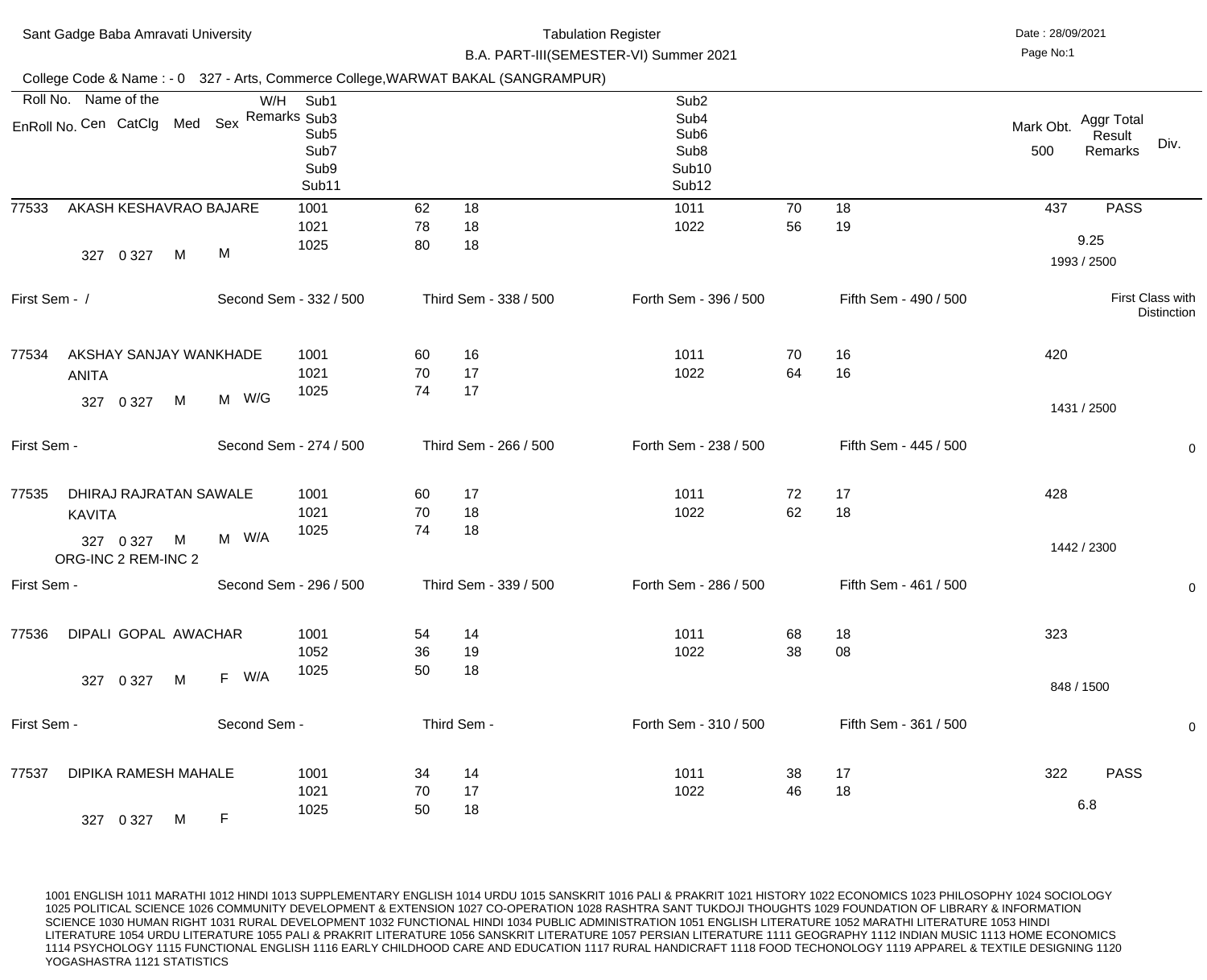Sant Gadge Baba Amravati University

Tabulation Register

B.A. PART-III(SEMESTER-VI) Summer 2021

Date : 28/09/2021

College Code & Name : - 0 327 - Arts, Commerce College,WARWAT BAKAL (SANGRAMPUR)

| Roll No. / EnRoll No. | Name of the / Cen CatClg Med Sex | W/H Remarks | Sub1 / Sub3 / Sub5 / Sub7 / Sub9 / Sub11 | | | Sub2 / Sub4 / Sub6 / Sub8 / Sub10 / Sub12 | | | Mark Obt. 500 | Aggr Total Result Remarks | Div. |
|---|---|---|---|---|---|---|---|---|---|---|---|
| 77533 | AKASH KESHAVRAO BAJARE | | 1001 | 62 | 18 | 1011 | 70 | 18 | 437 | PASS | |
| | | | 1021 | 78 | 18 | 1022 | 56 | 19 | | 9.25 | |
| | 327 0 327 M M | | 1025 | 80 | 18 | | | | | 1993 / 2500 | |
| First Sem - / | Second Sem - 332 / 500 | | Third Sem - 338 / 500 | | | Forth Sem - 396 / 500 | | | Fifth Sem - 490 / 500 | | First Class with Distinction |
| 77534 | AKSHAY SANJAY WANKHADE | | 1001 | 60 | 16 | 1011 | 70 | 16 | 420 | | |
| | ANITA | | 1021 | 70 | 17 | 1022 | 64 | 16 | | | |
| | 327 0 327 M M | W/G | 1025 | 74 | 17 | | | | | 1431 / 2500 | |
| First Sem - | Second Sem - 274 / 500 | | Third Sem - 266 / 500 | | | Forth Sem - 238 / 500 | | | Fifth Sem - 445 / 500 | | 0 |
| 77535 | DHIRAJ RAJRATAN SAWALE | | 1001 | 60 | 17 | 1011 | 72 | 17 | 428 | | |
| | KAVITA | | 1021 | 70 | 18 | 1022 | 62 | 18 | | | |
| | 327 0 327 M M | W/A | 1025 | 74 | 18 | | | | | 1442 / 2300 | |
| | ORG-INC 2 REM-INC 2 | | | | | | | | | | |
| First Sem - | Second Sem - 296 / 500 | | Third Sem - 339 / 500 | | | Forth Sem - 286 / 500 | | | Fifth Sem - 461 / 500 | | 0 |
| 77536 | DIPALI GOPAL AWACHAR | | 1001 | 54 | 14 | 1011 | 68 | 18 | 323 | | |
| | | | 1052 | 36 | 19 | 1022 | 38 | 08 | | | |
| | 327 0 327 M F | W/A | 1025 | 50 | 18 | | | | | 848 / 1500 | |
| First Sem - | Second Sem - | | Third Sem - | | | Forth Sem - 310 / 500 | | | Fifth Sem - 361 / 500 | | 0 |
| 77537 | DIPIKA RAMESH MAHALE | | 1001 | 34 | 14 | 1011 | 38 | 17 | 322 | PASS | |
| | | | 1021 | 70 | 17 | 1022 | 46 | 18 | | 6.8 | |
| | 327 0 327 M F | | 1025 | 50 | 18 | | | | | | |

1001 ENGLISH 1011 MARATHI 1012 HINDI 1013 SUPPLEMENTARY ENGLISH 1014 URDU 1015 SANSKRIT 1016 PALI & PRAKRIT 1021 HISTORY 1022 ECONOMICS 1023 PHILOSOPHY 1024 SOCIOLOGY 1025 POLITICAL SCIENCE 1026 COMMUNITY DEVELOPMENT & EXTENSION 1027 CO-OPERATION 1028 RASHTRA SANT TUKDOJI THOUGHTS 1029 FOUNDATION OF LIBRARY & INFORMATION SCIENCE 1030 HUMAN RIGHT 1031 RURAL DEVELOPMENT 1032 FUNCTIONAL HINDI 1034 PUBLIC ADMINISTRATION 1051 ENGLISH LITERATURE 1052 MARATHI LITERATURE 1053 HINDI LITERATURE 1054 URDU LITERATURE 1055 PALI & PRAKRIT LITERATURE 1056 SANSKRIT LITERATURE 1057 PERSIAN LITERATURE 1111 GEOGRAPHY 1112 INDIAN MUSIC 1113 HOME ECONOMICS 1114 PSYCHOLOGY 1115 FUNCTIONAL ENGLISH 1116 EARLY CHILDHOOD CARE AND EDUCATION 1117 RURAL HANDICRAFT 1118 FOOD TECHONOLOGY 1119 APPAREL & TEXTILE DESIGNING 1120 YOGASHASTRA 1121 STATISTICS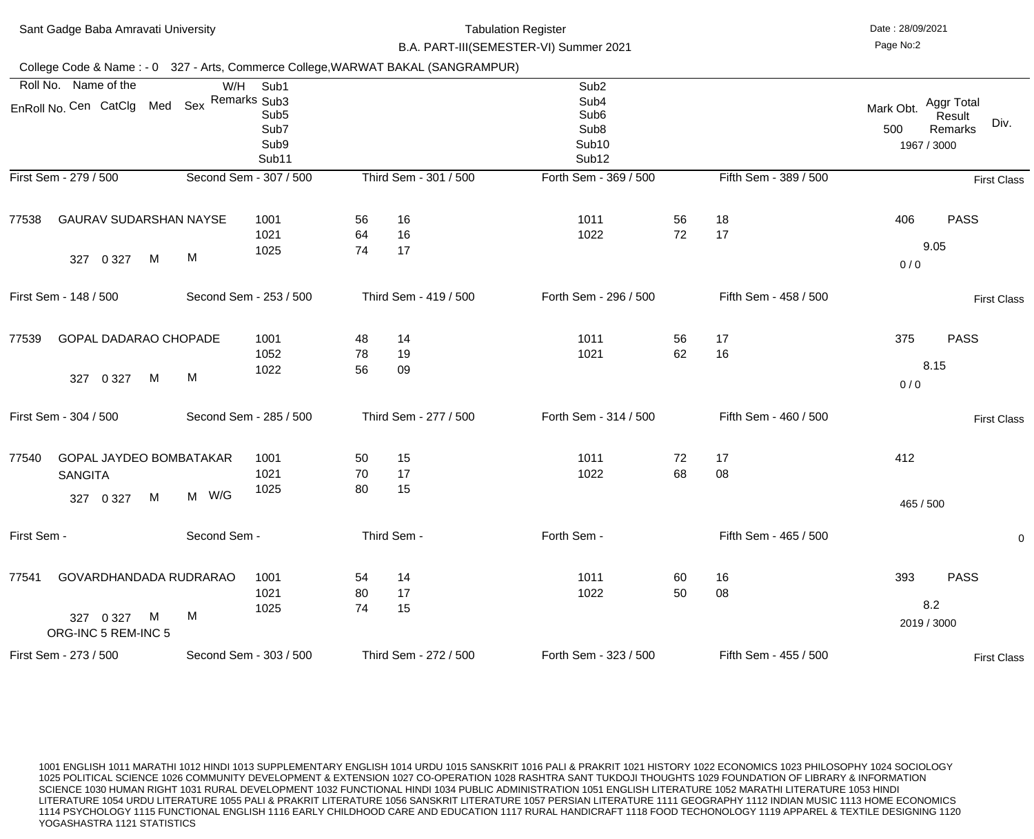Sant Gadge Baba Amravati University

Tabulation Register

B.A. PART-III(SEMESTER-VI) Summer 2021

Date : 28/09/2021

College Code & Name : - 0 327 - Arts, Commerce College,WARWAT BAKAL (SANGRAMPUR)

| Roll No. / EnRoll No. | Name of the / Cen CatClg Med Sex | W/H Remarks | Sub1 / Sub3 / Sub5 / Sub7 / Sub9 / Sub11 | | | Sub2 / Sub4 / Sub6 / Sub8 / Sub10 / Sub12 | | | Mark Obt. 500 | Aggr Total Result Remarks 1967 / 3000 | Div. |
|---|---|---|---|---|---|---|---|---|---|---|---|
| 77538 | GAURAV SUDARSHAN NAYSE | | 1001 | 56 | 16 | 1011 | 56 | 18 | 406 | PASS | |
| | | | 1021 | 64 | 16 | 1022 | 72 | 17 | | 9.05 | |
| | 327 0 327 M M | | 1025 | 74 | 17 | | | | | 0 / 0 | |
| First Sem - 279 / 500 | Second Sem - 307 / 500 | | Third Sem - 301 / 500 | | | Forth Sem - 369 / 500 | | | Fifth Sem - 389 / 500 | | First Class |
| 77539 | GOPAL DADARAO CHOPADE | | 1001 | 48 | 14 | 1011 | 56 | 17 | 375 | PASS | |
| | | | 1052 | 78 | 19 | 1021 | 62 | 16 | | 8.15 | |
| | 327 0 327 M M | | 1022 | 56 | 09 | | | | | 0 / 0 | |
| First Sem - 148 / 500 | Second Sem - 253 / 500 | | Third Sem - 419 / 500 | | | Forth Sem - 296 / 500 | | | Fifth Sem - 458 / 500 | | First Class |
| 77540 | GOPAL JAYDEO BOMBATAKAR SANGITA | | 1001 | 50 | 15 | 1011 | 72 | 17 | 412 | | |
| | | | 1021 | 70 | 17 | 1022 | 68 | 08 | | | |
| | 327 0 327 M M | W/G | 1025 | 80 | 15 | | | | | 465 / 500 | |
| First Sem - 304 / 500 | Second Sem - 285 / 500 | | Third Sem - 277 / 500 | | | Forth Sem - 314 / 500 | | | Fifth Sem - 460 / 500 | | First Class |
| First Sem - | Second Sem - | | Third Sem - | | | Forth Sem - | | | Fifth Sem - 465 / 500 | | 0 |
| 77541 | GOVARDHANDADA RUDRARAO | | 1001 | 54 | 14 | 1011 | 60 | 16 | 393 | PASS | |
| | | | 1021 | 80 | 17 | 1022 | 50 | 08 | | 8.2 | |
| | 327 0 327 M M ORG-INC 5 REM-INC 5 | | 1025 | 74 | 15 | | | | | 2019 / 3000 | |
| First Sem - 273 / 500 | Second Sem - 303 / 500 | | Third Sem - 272 / 500 | | | Forth Sem - 323 / 500 | | | Fifth Sem - 455 / 500 | | First Class |

1001 ENGLISH 1011 MARATHI 1012 HINDI 1013 SUPPLEMENTARY ENGLISH 1014 URDU 1015 SANSKRIT 1016 PALI & PRAKRIT 1021 HISTORY 1022 ECONOMICS 1023 PHILOSOPHY 1024 SOCIOLOGY 1025 POLITICAL SCIENCE 1026 COMMUNITY DEVELOPMENT & EXTENSION 1027 CO-OPERATION 1028 RASHTRA SANT TUKDOJI THOUGHTS 1029 FOUNDATION OF LIBRARY & INFORMATION SCIENCE 1030 HUMAN RIGHT 1031 RURAL DEVELOPMENT 1032 FUNCTIONAL HINDI 1034 PUBLIC ADMINISTRATION 1051 ENGLISH LITERATURE 1052 MARATHI LITERATURE 1053 HINDI LITERATURE 1054 URDU LITERATURE 1055 PALI & PRAKRIT LITERATURE 1056 SANSKRIT LITERATURE 1057 PERSIAN LITERATURE 1111 GEOGRAPHY 1112 INDIAN MUSIC 1113 HOME ECONOMICS 1114 PSYCHOLOGY 1115 FUNCTIONAL ENGLISH 1116 EARLY CHILDHOOD CARE AND EDUCATION 1117 RURAL HANDICRAFT 1118 FOOD TECHONOLOGY 1119 APPAREL & TEXTILE DESIGNING 1120 YOGASHASTRA 1121 STATISTICS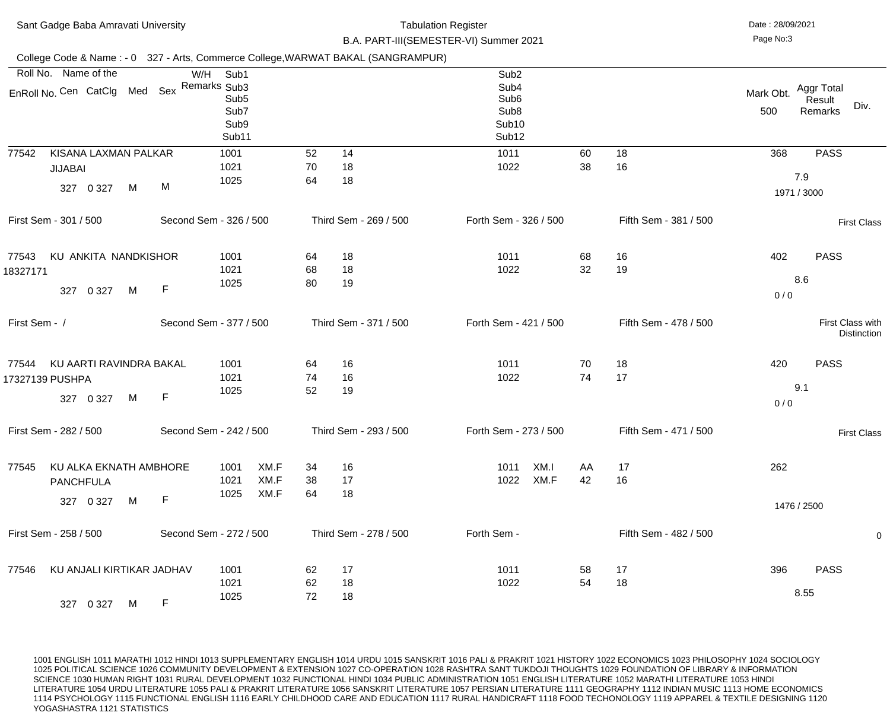Sant Gadge Baba Amravati University

Tabulation Register

B.A. PART-III(SEMESTER-VI) Summer 2021

Date : 28/09/2021

College Code & Name : - 0 327 - Arts, Commerce College,WARWAT BAKAL (SANGRAMPUR)

| Roll No. / EnRoll No. | Name of the / Cen / CatClg / Med / Sex | W/H Remarks | Sub1 / Sub3 / Sub5 / Sub7 / Sub9 / Sub11 | | | Sub2 / Sub4 / Sub6 / Sub8 / Sub10 / Sub12 | | | | Mark Obt. 500 | Aggr Total / Result Remarks | Div. |
|---|---|---|---|---|---|---|---|---|---|---|---|---|
| 77542 | KISANA LAXMAN PALKAR | | 1001 | 52 | 14 | 1011 | | 60 | 18 | 368 | PASS | |
| | JIJABAI | | 1021 | 70 | 18 | 1022 | | 38 | 16 | | 7.9 | |
| | 327 0 327 M M | | 1025 | 64 | 18 | | | | | | 1971 / 3000 | |
| First Sem - 301 / 500 | Second Sem - 326 / 500 | | Third Sem - 269 / 500 | | | Forth Sem - 326 / 500 | | Fifth Sem - 381 / 500 | | | | First Class |
| 77543 | KU ANKITA NANDKISHOR | | 1001 | 64 | 18 | 1011 | | 68 | 16 | 402 | PASS | |
| 18327171 | | | 1021 | 68 | 18 | 1022 | | 32 | 19 | | 8.6 | |
| | 327 0 327 M F | | 1025 | 80 | 19 | | | | | 0 / 0 | | |
| First Sem - / | Second Sem - 377 / 500 | | Third Sem - 371 / 500 | | | Forth Sem - 421 / 500 | | Fifth Sem - 478 / 500 | | | | First Class with Distinction |
| 77544 | KU AARTI RAVINDRA BAKAL | | 1001 | 64 | 16 | 1011 | | 70 | 18 | 420 | PASS | |
| 17327139 | PUSHPA | | 1021 | 74 | 16 | 1022 | | 74 | 17 | | 9.1 | |
| | 327 0 327 M F | | 1025 | 52 | 19 | | | | | 0 / 0 | | |
| First Sem - 282 / 500 | Second Sem - 242 / 500 | | Third Sem - 293 / 500 | | | Forth Sem - 273 / 500 | | Fifth Sem - 471 / 500 | | | | First Class |
| 77545 | KU ALKA EKNATH AMBHORE | | 1001 XM.F | 34 | 16 | 1011 | XM.I | AA | 17 | 262 | | |
| | PANCHFULA | | 1021 XM.F | 38 | 17 | 1022 | XM.F | 42 | 16 | | | |
| | 327 0 327 M F | | 1025 XM.F | 64 | 18 | | | | | | 1476 / 2500 | |
| First Sem - 258 / 500 | Second Sem - 272 / 500 | | Third Sem - 278 / 500 | | | Forth Sem - | | Fifth Sem - 482 / 500 | | | | 0 |
| 77546 | KU ANJALI KIRTIKAR JADHAV | | 1001 | 62 | 17 | 1011 | | 58 | 17 | 396 | PASS | |
| | | | 1021 | 62 | 18 | 1022 | | 54 | 18 | | 8.55 | |
| | 327 0 327 M F | | 1025 | 72 | 18 | | | | | | | |

1001 ENGLISH 1011 MARATHI 1012 HINDI 1013 SUPPLEMENTARY ENGLISH 1014 URDU 1015 SANSKRIT 1016 PALI & PRAKRIT 1021 HISTORY 1022 ECONOMICS 1023 PHILOSOPHY 1024 SOCIOLOGY 1025 POLITICAL SCIENCE 1026 COMMUNITY DEVELOPMENT & EXTENSION 1027 CO-OPERATION 1028 RASHTRA SANT TUKDOJI THOUGHTS 1029 FOUNDATION OF LIBRARY & INFORMATION SCIENCE 1030 HUMAN RIGHT 1031 RURAL DEVELOPMENT 1032 FUNCTIONAL HINDI 1034 PUBLIC ADMINISTRATION 1051 ENGLISH LITERATURE 1052 MARATHI LITERATURE 1053 HINDI LITERATURE 1054 URDU LITERATURE 1055 PALI & PRAKRIT LITERATURE 1056 SANSKRIT LITERATURE 1057 PERSIAN LITERATURE 1111 GEOGRAPHY 1112 INDIAN MUSIC 1113 HOME ECONOMICS 1114 PSYCHOLOGY 1115 FUNCTIONAL ENGLISH 1116 EARLY CHILDHOOD CARE AND EDUCATION 1117 RURAL HANDICRAFT 1118 FOOD TECHONOLOGY 1119 APPAREL & TEXTILE DESIGNING 1120 YOGASHASTRA 1121 STATISTICS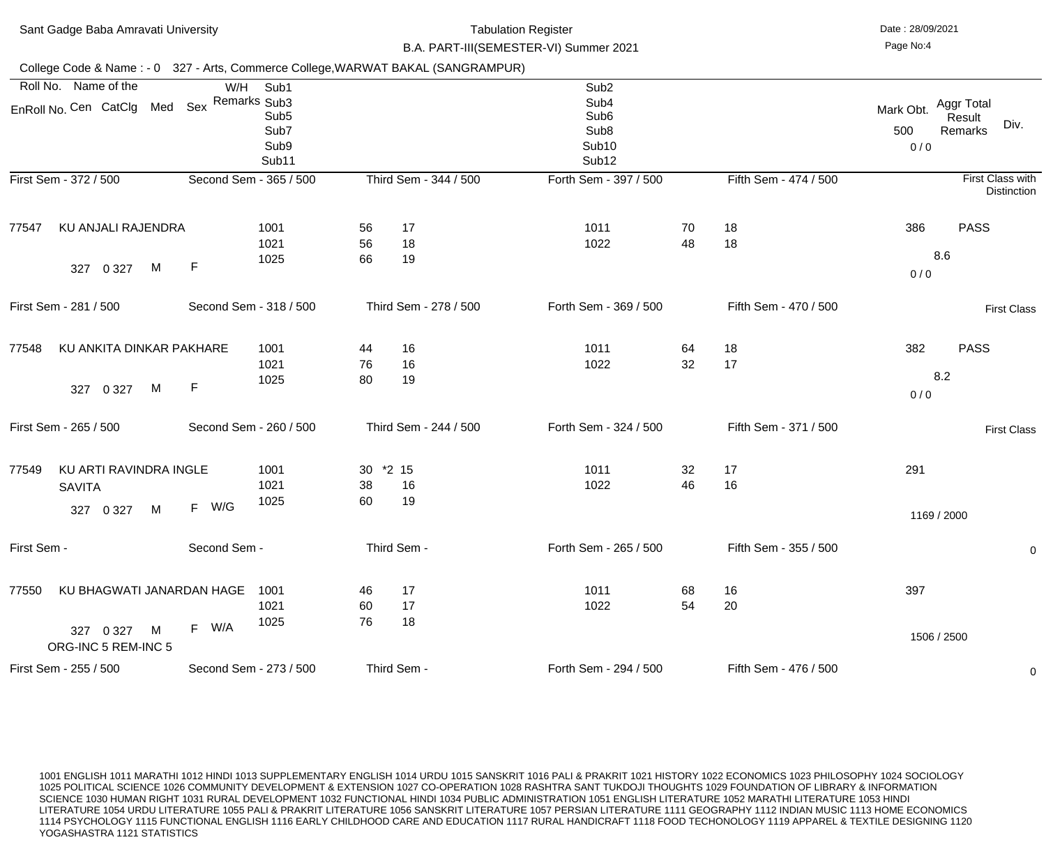Sant Gadge Baba Amravati University

Tabulation Register

B.A. PART-III(SEMESTER-VI) Summer 2021

Date : 28/09/2021

Page No:4

College Code & Name : - 0 327 - Arts, Commerce College,WARWAT BAKAL (SANGRAMPUR)

| Roll No. / EnRoll No. | Name of the / Cen / CatClg / Med / Sex | W/H Remarks | Sub1 / Sub3 / Sub5 / Sub7 / Sub9 / Sub11 | | | Sub2 / Sub4 / Sub6 / Sub8 / Sub10 / Sub12 | | | Mark Obt. 500 / 0 / 0 | Aggr Total Result Remarks | Div. |
|---|---|---|---|---|---|---|---|---|---|---|---|
| First Sem - 372 / 500 | | Second Sem - 365 / 500 | | Third Sem - 344 / 500 | | Forth Sem - 397 / 500 | | Fifth Sem - 474 / 500 | | | First Class with Distinction |
| 77547 | KU ANJALI RAJENDRA | | 1001 | 56 | 17 | 1011 | 70 | 18 | 386 | PASS | |
| | | | 1021 | 56 | 18 | 1022 | 48 | 18 | | 8.6 | |
| | 327 0 327 M F | | 1025 | 66 | 19 | | | | 0 / 0 | | |
| First Sem - 281 / 500 | | Second Sem - 318 / 500 | | Third Sem - 278 / 500 | | Forth Sem - 369 / 500 | | Fifth Sem - 470 / 500 | | | First Class |
| 77548 | KU ANKITA DINKAR PAKHARE | | 1001 | 44 | 16 | 1011 | 64 | 18 | 382 | PASS | |
| | | | 1021 | 76 | 16 | 1022 | 32 | 17 | | 8.2 | |
| | 327 0 327 M F | | 1025 | 80 | 19 | | | | 0 / 0 | | |
| First Sem - 265 / 500 | | Second Sem - 260 / 500 | | Third Sem - 244 / 500 | | Forth Sem - 324 / 500 | | Fifth Sem - 371 / 500 | | | First Class |
| 77549 | KU ARTI RAVINDRA INGLE SAVITA | | 1001 | 30 *2 | 15 | 1011 | 32 | 17 | 291 | | |
| | | | 1021 | 38 | 16 | 1022 | 46 | 16 | | | |
| | 327 0 327 M F | W/G | 1025 | 60 | 19 | | | | 1169 / 2000 | | |
| First Sem - | | Second Sem - | | Third Sem - | | Forth Sem - 265 / 500 | | Fifth Sem - 355 / 500 | | | 0 |
| 77550 | KU BHAGWATI JANARDAN HAGE | | 1001 | 46 | 17 | 1011 | 68 | 16 | 397 | | |
| | | | 1021 | 60 | 17 | 1022 | 54 | 20 | | | |
| | 327 0 327 M F ORG-INC 5 REM-INC 5 | W/A | 1025 | 76 | 18 | | | | 1506 / 2500 | | |
| First Sem - 255 / 500 | | Second Sem - 273 / 500 | | Third Sem - | | Forth Sem - 294 / 500 | | Fifth Sem - 476 / 500 | | | 0 |

1001 ENGLISH 1011 MARATHI 1012 HINDI 1013 SUPPLEMENTARY ENGLISH 1014 URDU 1015 SANSKRIT 1016 PALI & PRAKRIT 1021 HISTORY 1022 ECONOMICS 1023 PHILOSOPHY 1024 SOCIOLOGY 1025 POLITICAL SCIENCE 1026 COMMUNITY DEVELOPMENT & EXTENSION 1027 CO-OPERATION 1028 RASHTRA SANT TUKDOJI THOUGHTS 1029 FOUNDATION OF LIBRARY & INFORMATION SCIENCE 1030 HUMAN RIGHT 1031 RURAL DEVELOPMENT 1032 FUNCTIONAL HINDI 1034 PUBLIC ADMINISTRATION 1051 ENGLISH LITERATURE 1052 MARATHI LITERATURE 1053 HINDI LITERATURE 1054 URDU LITERATURE 1055 PALI & PRAKRIT LITERATURE 1056 SANSKRIT LITERATURE 1057 PERSIAN LITERATURE 1111 GEOGRAPHY 1112 INDIAN MUSIC 1113 HOME ECONOMICS 1114 PSYCHOLOGY 1115 FUNCTIONAL ENGLISH 1116 EARLY CHILDHOOD CARE AND EDUCATION 1117 RURAL HANDICRAFT 1118 FOOD TECHONOLOGY 1119 APPAREL & TEXTILE DESIGNING 1120 YOGASHASTRA 1121 STATISTICS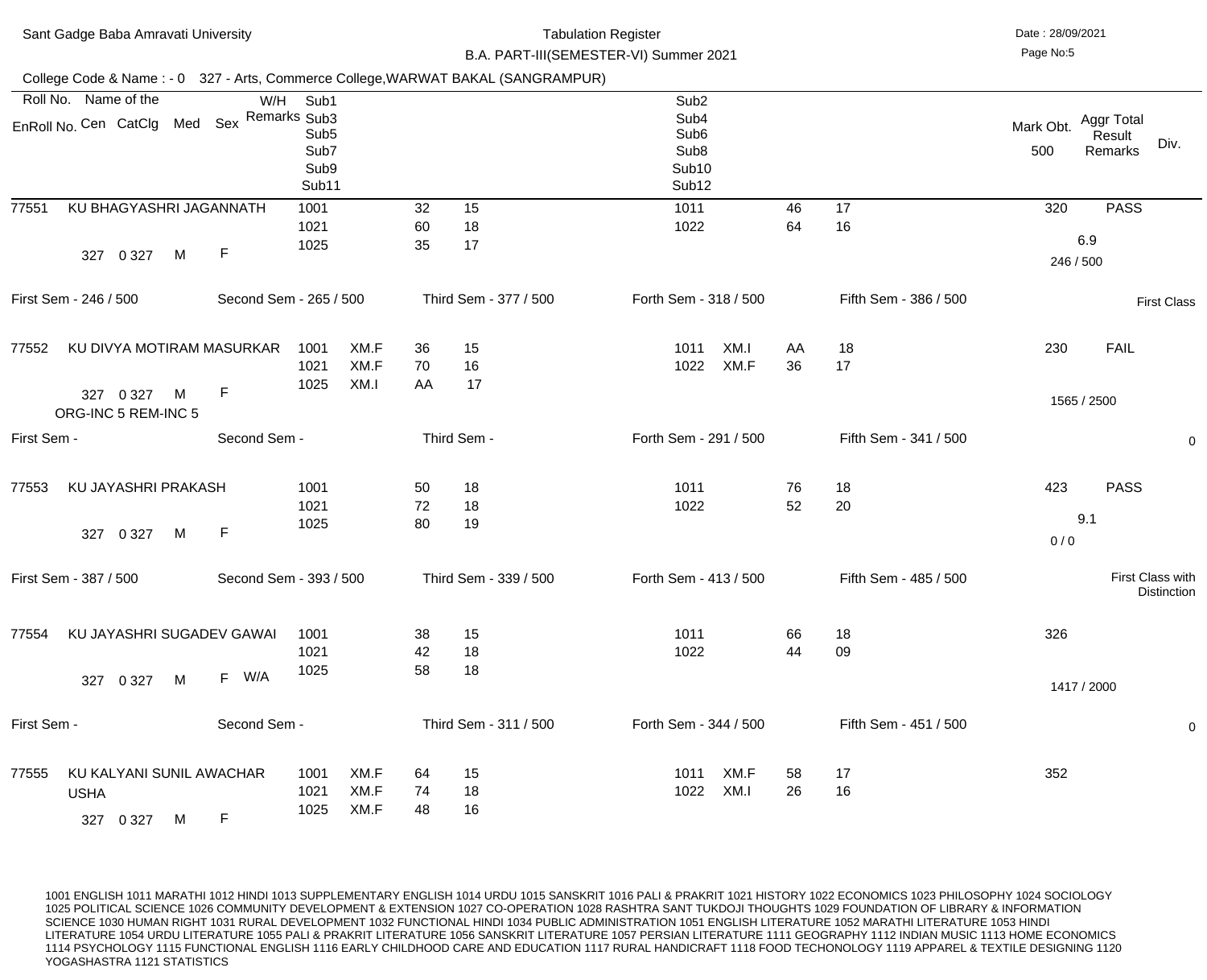Sant Gadge Baba Amravati University

Tabulation Register

B.A. PART-III(SEMESTER-VI) Summer 2021

Date : 28/09/2021

College Code & Name : - 0 327 - Arts, Commerce College,WARWAT BAKAL (SANGRAMPUR)

| Roll No. / EnRoll No. | Name of the / Cen / CatClg / Med / Sex | W/H Remarks | Sub1 / Sub3 / Sub5 / Sub7 / Sub9 / Sub11 | | | | Sub2 / Sub4 / Sub6 / Sub8 / Sub10 / Sub12 | | | | Mark Obt. 500 | Aggr Total Result Remarks | Div. |
|---|---|---|---|---|---|---|---|---|---|---|---|---|---|
| 77551 | KU BHAGYASHRI JAGANNATH | | 1001 | | 32 | 15 | 1011 | | 46 | 17 | 320 | PASS | |
| | | | 1021 | | 60 | 18 | 1022 | | 64 | 16 | | 6.9 | |
| | 327 0 327 M F | | 1025 | | 35 | 17 | | | | | 246 / 500 | | |
| First Sem - 246 / 500 | Second Sem - 265 / 500 | | Third Sem - 377 / 500 | | | | Forth Sem - 318 / 500 | | Fifth Sem - 386 / 500 | | | | First Class |
| 77552 | KU DIVYA MOTIRAM MASURKAR | | 1001 | XM.F | 36 | 15 | 1011 | XM.I | AA | 18 | 230 | FAIL | |
| | | | 1021 | XM.F | 70 | 16 | 1022 | XM.F | 36 | 17 | | | |
| | 327 0 327 M F<br>ORG-INC 5 REM-INC 5 | | 1025 | XM.I | AA | 17 | | | | | 1565 / 2500 | | |
| First Sem - | Second Sem - | | Third Sem - | | | | Forth Sem - 291 / 500 | | Fifth Sem - 341 / 500 | | | | 0 |
| 77553 | KU JAYASHRI PRAKASH | | 1001 | | 50 | 18 | 1011 | | 76 | 18 | 423 | PASS | |
| | | | 1021 | | 72 | 18 | 1022 | | 52 | 20 | | 9.1 | |
| | 327 0 327 M F | | 1025 | | 80 | 19 | | | | | 0 / 0 | | |
| First Sem - 387 / 500 | Second Sem - 393 / 500 | | Third Sem - 339 / 500 | | | | Forth Sem - 413 / 500 | | Fifth Sem - 485 / 500 | | | | First Class with Distinction |
| 77554 | KU JAYASHRI SUGADEV GAWAI | | 1001 | | 38 | 15 | 1011 | | 66 | 18 | 326 | | |
| | | | 1021 | | 42 | 18 | 1022 | | 44 | 09 | | | |
| | 327 0 327 M F | W/A | 1025 | | 58 | 18 | | | | | 1417 / 2000 | | |
| First Sem - | Second Sem - | | Third Sem - 311 / 500 | | | | Forth Sem - 344 / 500 | | Fifth Sem - 451 / 500 | | | | 0 |
| 77555 | KU KALYANI SUNIL AWACHAR USHA | | 1001 | XM.F | 64 | 15 | 1011 | XM.F | 58 | 17 | 352 | | |
| | | | 1021 | XM.F | 74 | 18 | 1022 | XM.I | 26 | 16 | | | |
| | 327 0 327 M F | | 1025 | XM.F | 48 | 16 | | | | | | | |

1001 ENGLISH 1011 MARATHI 1012 HINDI 1013 SUPPLEMENTARY ENGLISH 1014 URDU 1015 SANSKRIT 1016 PALI & PRAKRIT 1021 HISTORY 1022 ECONOMICS 1023 PHILOSOPHY 1024 SOCIOLOGY 1025 POLITICAL SCIENCE 1026 COMMUNITY DEVELOPMENT & EXTENSION 1027 CO-OPERATION 1028 RASHTRA SANT TUKDOJI THOUGHTS 1029 FOUNDATION OF LIBRARY & INFORMATION SCIENCE 1030 HUMAN RIGHT 1031 RURAL DEVELOPMENT 1032 FUNCTIONAL HINDI 1034 PUBLIC ADMINISTRATION 1051 ENGLISH LITERATURE 1052 MARATHI LITERATURE 1053 HINDI LITERATURE 1054 URDU LITERATURE 1055 PALI & PRAKRIT LITERATURE 1056 SANSKRIT LITERATURE 1057 PERSIAN LITERATURE 1111 GEOGRAPHY 1112 INDIAN MUSIC 1113 HOME ECONOMICS 1114 PSYCHOLOGY 1115 FUNCTIONAL ENGLISH 1116 EARLY CHILDHOOD CARE AND EDUCATION 1117 RURAL HANDICRAFT 1118 FOOD TECHONOLOGY 1119 APPAREL & TEXTILE DESIGNING 1120 YOGASHASTRA 1121 STATISTICS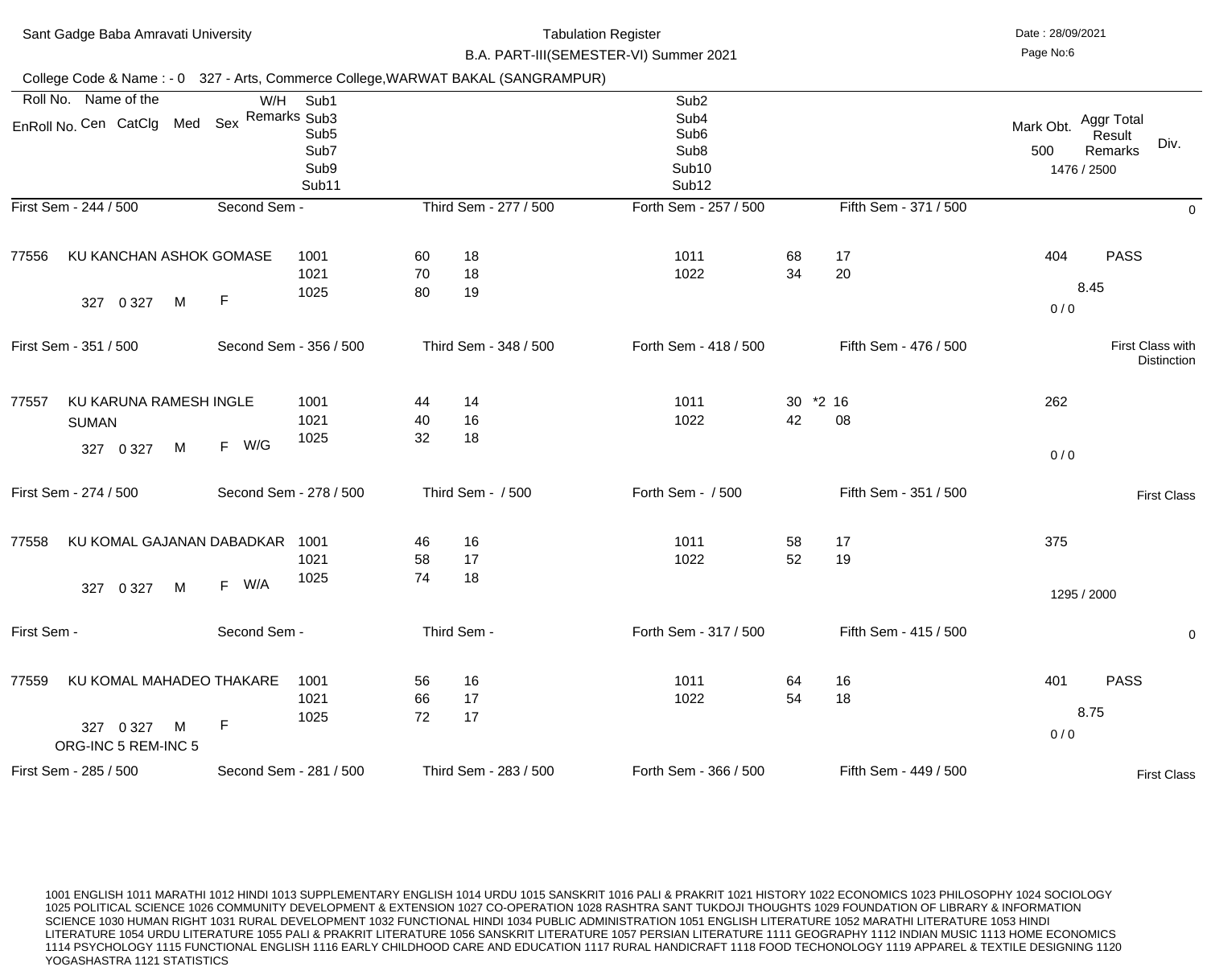Sant Gadge Baba Amravati University

Tabulation Register

B.A. PART-III(SEMESTER-VI) Summer 2021

Date : 28/09/2021

College Code & Name : - 0 327 - Arts, Commerce College,WARWAT BAKAL (SANGRAMPUR)

| Roll No. / EnRoll No. | Name of the / Cen / CatClg / Med / Sex / W/H Remarks | Sub1 / Sub3 / Sub5 / Sub7 / Sub9 / Sub11 | | | Sub2 / Sub4 / Sub6 / Sub8 / Sub10 / Sub12 | | | Mark Obt. 500 | Aggr Total / Result / Remarks (1476 / 2500) | Div. |
|---|---|---|---|---|---|---|---|---|---|---|
| First Sem - 244 / 500 | Second Sem - | Third Sem - 277 / 500 | | | Forth Sem - 257 / 500 | | Fifth Sem - 371 / 500 | | | 0 |
| 77556 | KU KANCHAN ASHOK GOMASE | 1001 | 60 | 18 | 1011 | 68 | 17 | 404 | PASS | |
| | | 1021 | 70 | 18 | 1022 | 34 | 20 | | 8.45 | |
| | 327 0 327 M F | 1025 | 80 | 19 | | | | 0 / 0 | | |
| First Sem - 351 / 500 | Second Sem - 356 / 500 | Third Sem - 348 / 500 | | | Forth Sem - 418 / 500 | | Fifth Sem - 476 / 500 | | | First Class with Distinction |
| 77557 | KU KARUNA RAMESH INGLE SUMAN | 1001 | 44 | 14 | 1011 | 30 *2 | 16 | 262 | | |
| | | 1021 | 40 | 16 | 1022 | 42 | 08 | | | |
| | 327 0 327 M F W/G | 1025 | 32 | 18 | | | | 0 / 0 | | |
| First Sem - 274 / 500 | Second Sem - 278 / 500 | Third Sem - / 500 | | | Forth Sem - / 500 | | Fifth Sem - 351 / 500 | | | First Class |
| 77558 | KU KOMAL GAJANAN DABADKAR | 1001 | 46 | 16 | 1011 | 58 | 17 | 375 | | |
| | | 1021 | 58 | 17 | 1022 | 52 | 19 | | | |
| | 327 0 327 M F W/A | 1025 | 74 | 18 | | | | | 1295 / 2000 | |
| First Sem - | Second Sem - | Third Sem - | | | Forth Sem - 317 / 500 | | Fifth Sem - 415 / 500 | | | 0 |
| 77559 | KU KOMAL MAHADEO THAKARE | 1001 | 56 | 16 | 1011 | 64 | 16 | 401 | PASS | |
| | | 1021 | 66 | 17 | 1022 | 54 | 18 | | 8.75 | |
| | 327 0 327 M F ORG-INC 5 REM-INC 5 | 1025 | 72 | 17 | | | | 0 / 0 | | |
| First Sem - 285 / 500 | Second Sem - 281 / 500 | Third Sem - 283 / 500 | | | Forth Sem - 366 / 500 | | Fifth Sem - 449 / 500 | | | First Class |

1001 ENGLISH 1011 MARATHI 1012 HINDI 1013 SUPPLEMENTARY ENGLISH 1014 URDU 1015 SANSKRIT 1016 PALI & PRAKRIT 1021 HISTORY 1022 ECONOMICS 1023 PHILOSOPHY 1024 SOCIOLOGY 1025 POLITICAL SCIENCE 1026 COMMUNITY DEVELOPMENT & EXTENSION 1027 CO-OPERATION 1028 RASHTRA SANT TUKDOJI THOUGHTS 1029 FOUNDATION OF LIBRARY & INFORMATION SCIENCE 1030 HUMAN RIGHT 1031 RURAL DEVELOPMENT 1032 FUNCTIONAL HINDI 1034 PUBLIC ADMINISTRATION 1051 ENGLISH LITERATURE 1052 MARATHI LITERATURE 1053 HINDI LITERATURE 1054 URDU LITERATURE 1055 PALI & PRAKRIT LITERATURE 1056 SANSKRIT LITERATURE 1057 PERSIAN LITERATURE 1111 GEOGRAPHY 1112 INDIAN MUSIC 1113 HOME ECONOMICS 1114 PSYCHOLOGY 1115 FUNCTIONAL ENGLISH 1116 EARLY CHILDHOOD CARE AND EDUCATION 1117 RURAL HANDICRAFT 1118 FOOD TECHONOLOGY 1119 APPAREL & TEXTILE DESIGNING 1120 YOGASHASTRA 1121 STATISTICS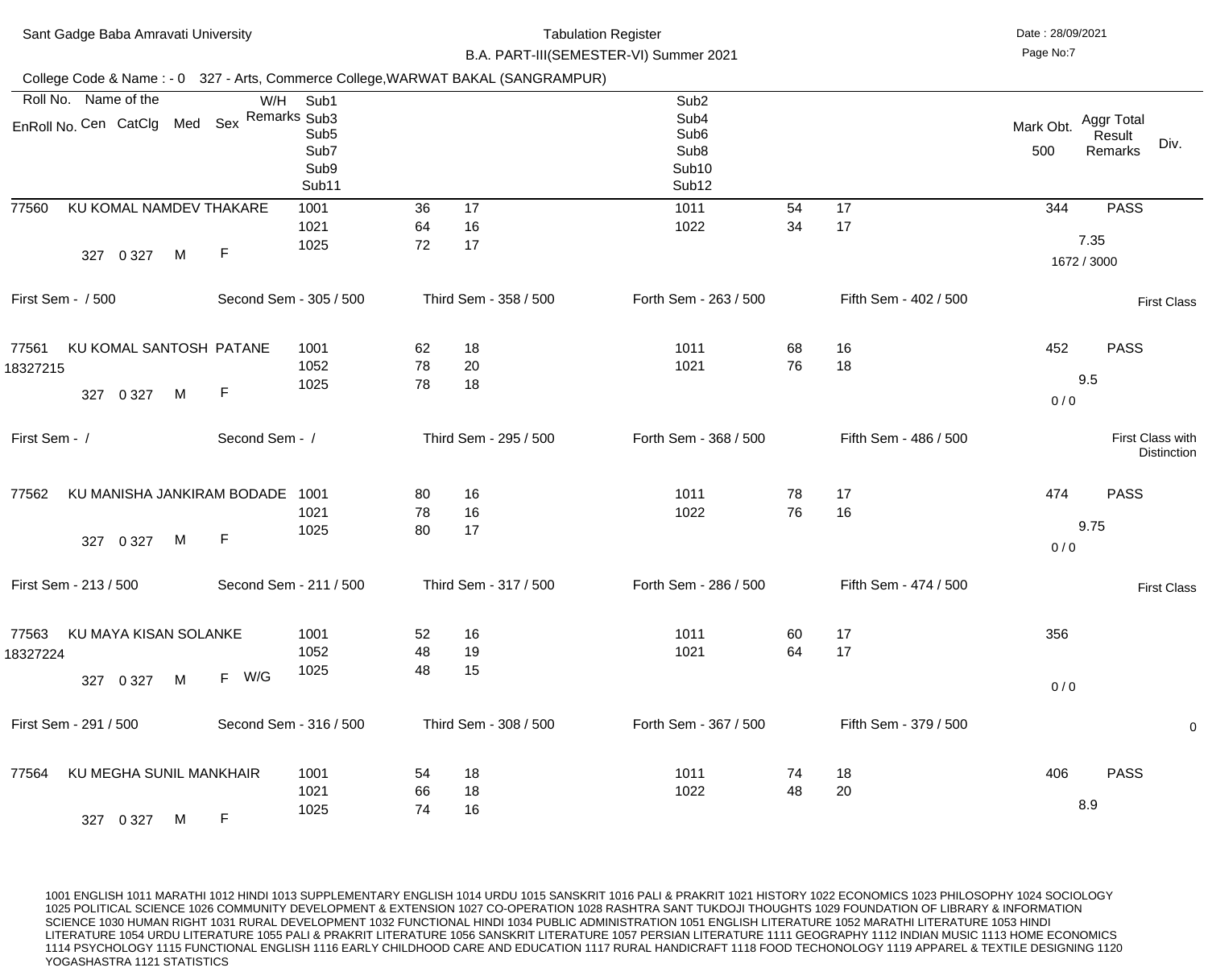Sant Gadge Baba Amravati University

Tabulation Register

B.A. PART-III(SEMESTER-VI) Summer 2021

Date : 28/09/2021

College Code & Name : - 0 327 - Arts, Commerce College,WARWAT BAKAL (SANGRAMPUR)

| Roll No. / EnRoll No. | Name of the / Cen CatClg Med Sex | W/H Remarks | Sub1 / Sub3 / Sub5 / Sub7 / Sub9 / Sub11 | | | Sub2 / Sub4 / Sub6 / Sub8 / Sub10 / Sub12 | | | Mark Obt. 500 | Aggr Total Result Remarks | Div. |
|---|---|---|---|---|---|---|---|---|---|---|---|
| 77560 | KU KOMAL NAMDEV THAKARE | | 1001 | 36 | 17 | 1011 | 54 | 17 | 344 | PASS | |
| | | | 1021 | 64 | 16 | 1022 | 34 | 17 | | 7.35 | |
| | 327 0 327 M F | | 1025 | 72 | 17 | | | | | 1672 / 3000 | |
| First Sem - / 500 | Second Sem - 305 / 500 | | Third Sem - 358 / 500 | | | Forth Sem - 263 / 500 | | | Fifth Sem - 402 / 500 | | First Class |
| 77561 | KU KOMAL SANTOSH PATANE | | 1001 | 62 | 18 | 1011 | 68 | 16 | 452 | PASS | |
| 18327215 | | | 1052 | 78 | 20 | 1021 | 76 | 18 | | 9.5 | |
| | 327 0 327 M F | | 1025 | 78 | 18 | | | | | 0 / 0 | |
| First Sem - / | Second Sem - / | | Third Sem - 295 / 500 | | | Forth Sem - 368 / 500 | | | Fifth Sem - 486 / 500 | | First Class with Distinction |
| 77562 | KU MANISHA JANKIRAM BODADE | | 1001 | 80 | 16 | 1011 | 78 | 17 | 474 | PASS | |
| | | | 1021 | 78 | 16 | 1022 | 76 | 16 | | 9.75 | |
| | 327 0 327 M F | | 1025 | 80 | 17 | | | | | 0 / 0 | |
| First Sem - 213 / 500 | Second Sem - 211 / 500 | | Third Sem - 317 / 500 | | | Forth Sem - 286 / 500 | | | Fifth Sem - 474 / 500 | | First Class |
| 77563 | KU MAYA KISAN SOLANKE | | 1001 | 52 | 16 | 1011 | 60 | 17 | 356 | | |
| 18327224 | | | 1052 | 48 | 19 | 1021 | 64 | 17 | | | |
| | 327 0 327 M F | W/G | 1025 | 48 | 15 | | | | | 0 / 0 | |
| First Sem - 291 / 500 | Second Sem - 316 / 500 | | Third Sem - 308 / 500 | | | Forth Sem - 367 / 500 | | | Fifth Sem - 379 / 500 | | 0 |
| 77564 | KU MEGHA SUNIL MANKHAIR | | 1001 | 54 | 18 | 1011 | 74 | 18 | 406 | PASS | |
| | | | 1021 | 66 | 18 | 1022 | 48 | 20 | | 8.9 | |
| | 327 0 327 M F | | 1025 | 74 | 16 | | | | | | |

1001 ENGLISH 1011 MARATHI 1012 HINDI 1013 SUPPLEMENTARY ENGLISH 1014 URDU 1015 SANSKRIT 1016 PALI & PRAKRIT 1021 HISTORY 1022 ECONOMICS 1023 PHILOSOPHY 1024 SOCIOLOGY 1025 POLITICAL SCIENCE 1026 COMMUNITY DEVELOPMENT & EXTENSION 1027 CO-OPERATION 1028 RASHTRA SANT TUKDOJI THOUGHTS 1029 FOUNDATION OF LIBRARY & INFORMATION SCIENCE 1030 HUMAN RIGHT 1031 RURAL DEVELOPMENT 1032 FUNCTIONAL HINDI 1034 PUBLIC ADMINISTRATION 1051 ENGLISH LITERATURE 1052 MARATHI LITERATURE 1053 HINDI LITERATURE 1054 URDU LITERATURE 1055 PALI & PRAKRIT LITERATURE 1056 SANSKRIT LITERATURE 1057 PERSIAN LITERATURE 1111 GEOGRAPHY 1112 INDIAN MUSIC 1113 HOME ECONOMICS 1114 PSYCHOLOGY 1115 FUNCTIONAL ENGLISH 1116 EARLY CHILDHOOD CARE AND EDUCATION 1117 RURAL HANDICRAFT 1118 FOOD TECHONOLOGY 1119 APPAREL & TEXTILE DESIGNING 1120 YOGASHASTRA 1121 STATISTICS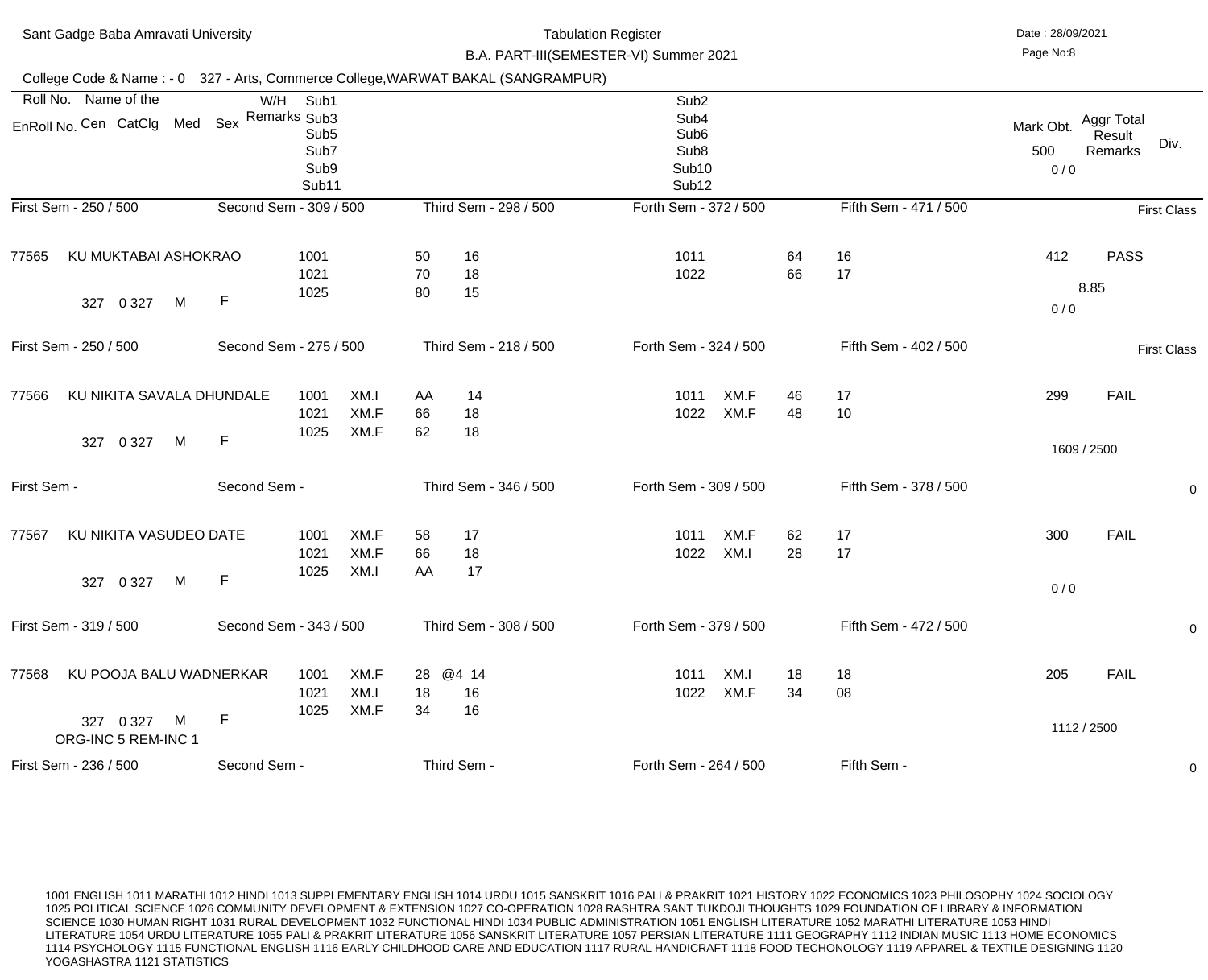Sant Gadge Baba Amravati University

Tabulation Register

B.A. PART-III(SEMESTER-VI) Summer 2021

Date : 28/09/2021

College Code & Name : - 0 327 - Arts, Commerce College,WARWAT BAKAL (SANGRAMPUR)

| Roll No. Name of the / EnRoll No. Cen CatClg Med Sex | W/H Remarks | Sub1 / Sub3 / Sub5 / Sub7 / Sub9 / Sub11 | Sub2 / Sub4 / Sub6 / Sub8 / Sub10 / Sub12 | Mark Obt. 500 / 0 / 0 | Aggr Total Result Remarks | Div. |
|---|---|---|---|---|---|---|
| First Sem - 250 / 500 | Second Sem - 309 / 500 | Third Sem - 298 / 500 | Forth Sem - 372 / 500 | Fifth Sem - 471 / 500 | | First Class |
| 77565 KU MUKTABAI ASHOKRAO | | 1001 50 16 | 1011 64 16 | 412 | PASS | |
| | | 1021 70 18 | 1022 66 17 | | 8.85 | |
| 327 0 327 M F | | 1025 80 15 | | 0 / 0 | | |
| First Sem - 250 / 500 | Second Sem - 275 / 500 | Third Sem - 218 / 500 | Forth Sem - 324 / 500 | Fifth Sem - 402 / 500 | | First Class |
| 77566 KU NIKITA SAVALA DHUNDALE | | 1001 XM.I AA 14 | 1011 XM.F 46 17 | 299 | FAIL | |
| | | 1021 XM.F 66 18 | 1022 XM.F 48 10 | | | |
| 327 0 327 M F | | 1025 XM.F 62 18 | | 1609 / 2500 | | |
| First Sem - | Second Sem - | Third Sem - 346 / 500 | Forth Sem - 309 / 500 | Fifth Sem - 378 / 500 | | 0 |
| 77567 KU NIKITA VASUDEO DATE | | 1001 XM.F 58 17 | 1011 XM.F 62 17 | 300 | FAIL | |
| | | 1021 XM.F 66 18 | 1022 XM.I 28 17 | | | |
| 327 0 327 M F | | 1025 XM.I AA 17 | | 0 / 0 | | |
| First Sem - 319 / 500 | Second Sem - 343 / 500 | Third Sem - 308 / 500 | Forth Sem - 379 / 500 | Fifth Sem - 472 / 500 | | 0 |
| 77568 KU POOJA BALU WADNERKAR | | 1001 XM.F 28 @4 14 | 1011 XM.I 18 18 | 205 | FAIL | |
| | | 1021 XM.I 18 16 | 1022 XM.F 34 08 | | | |
| 327 0 327 M F ORG-INC 5 REM-INC 1 | | 1025 XM.F 34 16 | | 1112 / 2500 | | |
| First Sem - 236 / 500 | Second Sem - | Third Sem - | Forth Sem - 264 / 500 | Fifth Sem - | | 0 |

1001 ENGLISH 1011 MARATHI 1012 HINDI 1013 SUPPLEMENTARY ENGLISH 1014 URDU 1015 SANSKRIT 1016 PALI & PRAKRIT 1021 HISTORY 1022 ECONOMICS 1023 PHILOSOPHY 1024 SOCIOLOGY 1025 POLITICAL SCIENCE 1026 COMMUNITY DEVELOPMENT & EXTENSION 1027 CO-OPERATION 1028 RASHTRA SANT TUKDOJI THOUGHTS 1029 FOUNDATION OF LIBRARY & INFORMATION SCIENCE 1030 HUMAN RIGHT 1031 RURAL DEVELOPMENT 1032 FUNCTIONAL HINDI 1034 PUBLIC ADMINISTRATION 1051 ENGLISH LITERATURE 1052 MARATHI LITERATURE 1053 HINDI LITERATURE 1054 URDU LITERATURE 1055 PALI & PRAKRIT LITERATURE 1056 SANSKRIT LITERATURE 1057 PERSIAN LITERATURE 1111 GEOGRAPHY 1112 INDIAN MUSIC 1113 HOME ECONOMICS 1114 PSYCHOLOGY 1115 FUNCTIONAL ENGLISH 1116 EARLY CHILDHOOD CARE AND EDUCATION 1117 RURAL HANDICRAFT 1118 FOOD TECHONOLOGY 1119 APPAREL & TEXTILE DESIGNING 1120 YOGASHASTRA 1121 STATISTICS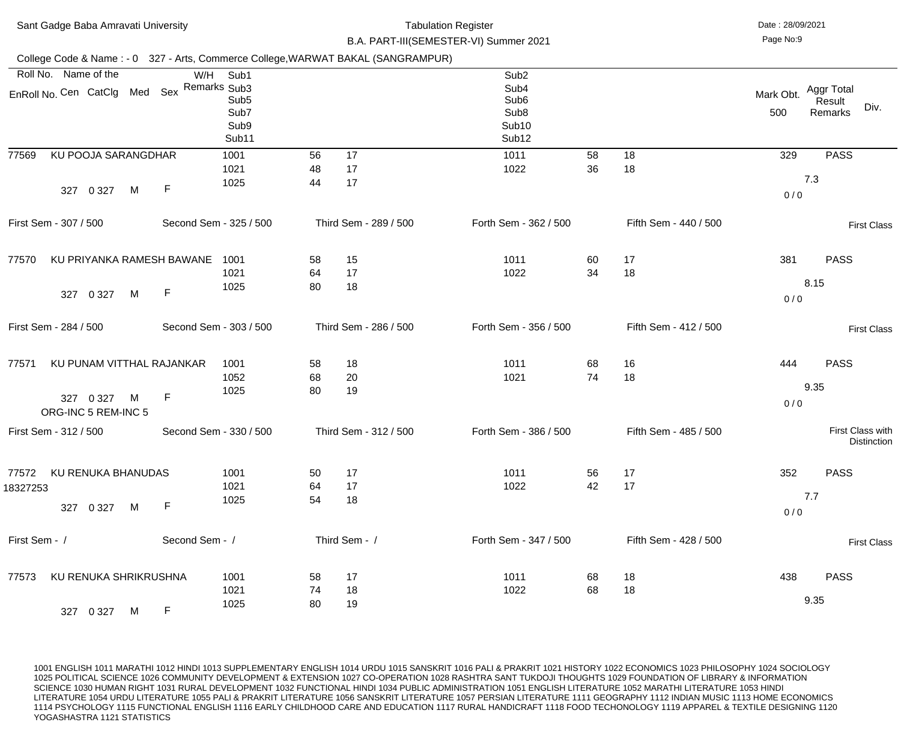Sant Gadge Baba Amravati University

Tabulation Register

B.A. PART-III(SEMESTER-VI) Summer 2021

Date : 28/09/2021

College Code & Name : - 0 327 - Arts, Commerce College,WARWAT BAKAL (SANGRAMPUR)

| Roll No. / EnRoll No. | Name of the / Cen CatClg Med Sex | W/H Remarks | Sub1 / Sub3 / Sub5 / Sub7 / Sub9 / Sub11 | | | Sub2 / Sub4 / Sub6 / Sub8 / Sub10 / Sub12 | | | Mark Obt. 500 | Aggr Total Result Remarks | Div. |
|---|---|---|---|---|---|---|---|---|---|---|---|
| 77569 | KU POOJA SARANGDHAR | | 1001 | 56 | 17 | 1011 | 58 | 18 | 329 | PASS | |
| | | | 1021 | 48 | 17 | 1022 | 36 | 18 | | 7.3 | |
| | 327 0 327 M F | | 1025 | 44 | 17 | | | | 0 / 0 | | |
| First Sem - 307 / 500 | Second Sem - 325 / 500 | | Third Sem - 289 / 500 | | | Forth Sem - 362 / 500 | | Fifth Sem - 440 / 500 | | | First Class |
| 77570 | KU PRIYANKA RAMESH BAWANE | | 1001 | 58 | 15 | 1011 | 60 | 17 | 381 | PASS | |
| | | | 1021 | 64 | 17 | 1022 | 34 | 18 | | 8.15 | |
| | 327 0 327 M F | | 1025 | 80 | 18 | | | | 0 / 0 | | |
| First Sem - 284 / 500 | Second Sem - 303 / 500 | | Third Sem - 286 / 500 | | | Forth Sem - 356 / 500 | | Fifth Sem - 412 / 500 | | | First Class |
| 77571 | KU PUNAM VITTHAL RAJANKAR | | 1001 | 58 | 18 | 1011 | 68 | 16 | 444 | PASS | |
| | | | 1052 | 68 | 20 | 1021 | 74 | 18 | | 9.35 | |
| | 327 0 327 M F | | 1025 | 80 | 19 | | | | 0 / 0 | | |
| | ORG-INC 5 REM-INC 5 | | | | | | | | | | |
| First Sem - 312 / 500 | Second Sem - 330 / 500 | | Third Sem - 312 / 500 | | | Forth Sem - 386 / 500 | | Fifth Sem - 485 / 500 | | | First Class with Distinction |
| 77572 | KU RENUKA BHANUDAS | | 1001 | 50 | 17 | 1011 | 56 | 17 | 352 | PASS | |
| 18327253 | | | 1021 | 64 | 17 | 1022 | 42 | 17 | | 7.7 | |
| | 327 0 327 M F | | 1025 | 54 | 18 | | | | 0 / 0 | | |
| First Sem - / | Second Sem - / | | Third Sem - / | | | Forth Sem - 347 / 500 | | Fifth Sem - 428 / 500 | | | First Class |
| 77573 | KU RENUKA SHRIKRUSHNA | | 1001 | 58 | 17 | 1011 | 68 | 18 | 438 | PASS | |
| | | | 1021 | 74 | 18 | 1022 | 68 | 18 | | 9.35 | |
| | 327 0 327 M F | | 1025 | 80 | 19 | | | | | | |

1001 ENGLISH 1011 MARATHI 1012 HINDI 1013 SUPPLEMENTARY ENGLISH 1014 URDU 1015 SANSKRIT 1016 PALI & PRAKRIT 1021 HISTORY 1022 ECONOMICS 1023 PHILOSOPHY 1024 SOCIOLOGY 1025 POLITICAL SCIENCE 1026 COMMUNITY DEVELOPMENT & EXTENSION 1027 CO-OPERATION 1028 RASHTRA SANT TUKDOJI THOUGHTS 1029 FOUNDATION OF LIBRARY & INFORMATION SCIENCE 1030 HUMAN RIGHT 1031 RURAL DEVELOPMENT 1032 FUNCTIONAL HINDI 1034 PUBLIC ADMINISTRATION 1051 ENGLISH LITERATURE 1052 MARATHI LITERATURE 1053 HINDI LITERATURE 1054 URDU LITERATURE 1055 PALI & PRAKRIT LITERATURE 1056 SANSKRIT LITERATURE 1057 PERSIAN LITERATURE 1111 GEOGRAPHY 1112 INDIAN MUSIC 1113 HOME ECONOMICS 1114 PSYCHOLOGY 1115 FUNCTIONAL ENGLISH 1116 EARLY CHILDHOOD CARE AND EDUCATION 1117 RURAL HANDICRAFT 1118 FOOD TECHONOLOGY 1119 APPAREL & TEXTILE DESIGNING 1120 YOGASHASTRA 1121 STATISTICS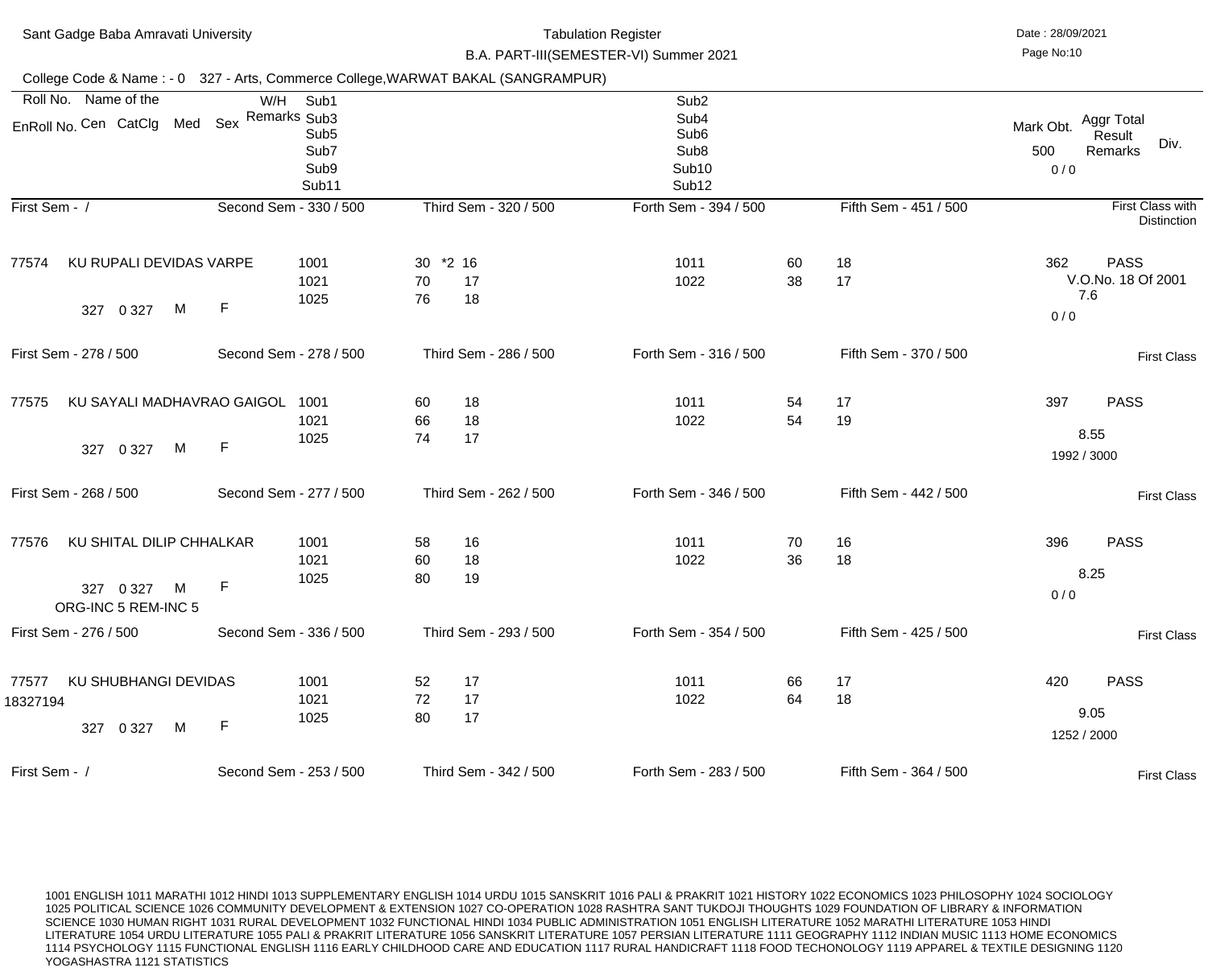Sant Gadge Baba Amravati University

Tabulation Register

B.A. PART-III(SEMESTER-VI) Summer 2021

Date : 28/09/2021

College Code & Name : - 0 327 - Arts, Commerce College,WARWAT BAKAL (SANGRAMPUR)

| Roll No. / EnRoll No. | Name of the / Cen / CatClg / Med / Sex | W/H Remarks | Sub1 / Sub3 / Sub5 / Sub7 / Sub9 / Sub11 | | | Sub2 / Sub4 / Sub6 / Sub8 / Sub10 / Sub12 | | | Mark Obt. 500 / 0 / 0 | Aggr Total Result Remarks | Div. |
|---|---|---|---|---|---|---|---|---|---|---|---|
| First Sem - / | | | Second Sem - 330 / 500 | Third Sem - 320 / 500 | | Forth Sem - 394 / 500 | | Fifth Sem - 451 / 500 | | | First Class with Distinction |
| 77574 | KU RUPALI DEVIDAS VARPE | | 1001 | 30 *2 | 16 | 1011 | 60 | 18 | 362 | PASS | |
| | | | 1021 | 70 | 17 | 1022 | 38 | 17 | | V.O.No. 18 Of 2001 | |
| | 327 0 327 M F | | 1025 | 76 | 18 | | | | | 7.6 | |
| | | | | | | | | | 0 / 0 | | |
| First Sem - 278 / 500 | | | Second Sem - 278 / 500 | Third Sem - 286 / 500 | | Forth Sem - 316 / 500 | | Fifth Sem - 370 / 500 | | | First Class |
| 77575 | KU SAYALI MADHAVRAO GAIGOL | | 1001 | 60 | 18 | 1011 | 54 | 17 | 397 | PASS | |
| | | | 1021 | 66 | 18 | 1022 | 54 | 19 | | | |
| | 327 0 327 M F | | 1025 | 74 | 17 | | | | | 8.55 | |
| | | | | | | | | | 1992 / 3000 | | |
| First Sem - 268 / 500 | | | Second Sem - 277 / 500 | Third Sem - 262 / 500 | | Forth Sem - 346 / 500 | | Fifth Sem - 442 / 500 | | | First Class |
| 77576 | KU SHITAL DILIP CHHALKAR | | 1001 | 58 | 16 | 1011 | 70 | 16 | 396 | PASS | |
| | | | 1021 | 60 | 18 | 1022 | 36 | 18 | | | |
| | 327 0 327 M F | | 1025 | 80 | 19 | | | | | 8.25 | |
| | ORG-INC 5 REM-INC 5 | | | | | | | | 0 / 0 | | |
| First Sem - 276 / 500 | | | Second Sem - 336 / 500 | Third Sem - 293 / 500 | | Forth Sem - 354 / 500 | | Fifth Sem - 425 / 500 | | | First Class |
| 77577 | KU SHUBHANGI DEVIDAS | | 1001 | 52 | 17 | 1011 | 66 | 17 | 420 | PASS | |
| 18327194 | | | 1021 | 72 | 17 | 1022 | 64 | 18 | | | |
| | 327 0 327 M F | | 1025 | 80 | 17 | | | | | 9.05 | |
| | | | | | | | | | 1252 / 2000 | | |
| First Sem - / | | | Second Sem - 253 / 500 | Third Sem - 342 / 500 | | Forth Sem - 283 / 500 | | Fifth Sem - 364 / 500 | | | First Class |

1001 ENGLISH 1011 MARATHI 1012 HINDI 1013 SUPPLEMENTARY ENGLISH 1014 URDU 1015 SANSKRIT 1016 PALI & PRAKRIT 1021 HISTORY 1022 ECONOMICS 1023 PHILOSOPHY 1024 SOCIOLOGY 1025 POLITICAL SCIENCE 1026 COMMUNITY DEVELOPMENT & EXTENSION 1027 CO-OPERATION 1028 RASHTRA SANT TUKDOJI THOUGHTS 1029 FOUNDATION OF LIBRARY & INFORMATION SCIENCE 1030 HUMAN RIGHT 1031 RURAL DEVELOPMENT 1032 FUNCTIONAL HINDI 1034 PUBLIC ADMINISTRATION 1051 ENGLISH LITERATURE 1052 MARATHI LITERATURE 1053 HINDI LITERATURE 1054 URDU LITERATURE 1055 PALI & PRAKRIT LITERATURE 1056 SANSKRIT LITERATURE 1057 PERSIAN LITERATURE 1111 GEOGRAPHY 1112 INDIAN MUSIC 1113 HOME ECONOMICS 1114 PSYCHOLOGY 1115 FUNCTIONAL ENGLISH 1116 EARLY CHILDHOOD CARE AND EDUCATION 1117 RURAL HANDICRAFT 1118 FOOD TECHONOLOGY 1119 APPAREL & TEXTILE DESIGNING 1120 YOGASHASTRA 1121 STATISTICS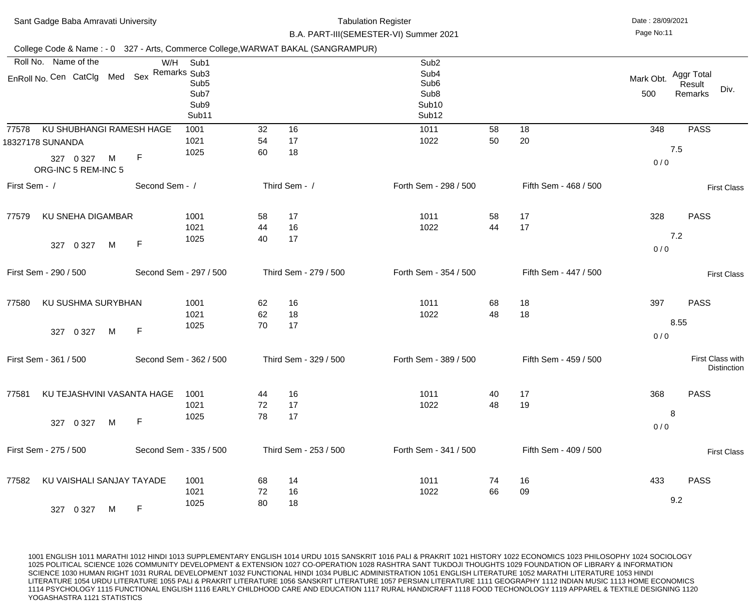Sant Gadge Baba Amravati University

Tabulation Register

B.A. PART-III(SEMESTER-VI) Summer 2021

Date : 28/09/2021

College Code & Name : - 0 327 - Arts, Commerce College,WARWAT BAKAL (SANGRAMPUR)

| Roll No. / EnRoll No. | Name of the / Cen CatClg Med Sex | W/H Remarks | Sub1/Sub3/Sub5/Sub7/Sub9/Sub11 | | | Sub2/Sub4/Sub6/Sub8/Sub10/Sub12 | | | Mark Obt. 500 | Aggr Total Result Remarks | Div. |
|---|---|---|---|---|---|---|---|---|---|---|---|
| 77578 / 18327178 | KU SHUBHANGI RAMESH HAGE SUNANDA / 327 0 327 M F | ORG-INC 5 REM-INC 5 | 1001 | 32 | 16 | 1011 | 58 | 18 | 348 | PASS | |
| | | | 1021 | 54 | 17 | 1022 | 50 | 20 | 0 / 0 | 7.5 | |
| | | | 1025 | 60 | 18 | | | | | | |
| First Sem - / | Second Sem - / | | Third Sem - / | | | Forth Sem - 298 / 500 | | Fifth Sem - 468 / 500 | | | First Class |
| 77579 | KU SNEHA DIGAMBAR / 327 0 327 M F | | 1001 | 58 | 17 | 1011 | 58 | 17 | 328 | PASS | |
| | | | 1021 | 44 | 16 | 1022 | 44 | 17 | 0 / 0 | 7.2 | |
| | | | 1025 | 40 | 17 | | | | | | |
| First Sem - 290 / 500 | Second Sem - 297 / 500 | | Third Sem - 279 / 500 | | | Forth Sem - 354 / 500 | | Fifth Sem - 447 / 500 | | | First Class |
| 77580 | KU SUSHMA SURYBHAN / 327 0 327 M F | | 1001 | 62 | 16 | 1011 | 68 | 18 | 397 | PASS | |
| | | | 1021 | 62 | 18 | 1022 | 48 | 18 | 0 / 0 | 8.55 | |
| | | | 1025 | 70 | 17 | | | | | | |
| First Sem - 361 / 500 | Second Sem - 362 / 500 | | Third Sem - 329 / 500 | | | Forth Sem - 389 / 500 | | Fifth Sem - 459 / 500 | | | First Class with Distinction |
| 77581 | KU TEJASHVINI VASANTA HAGE / 327 0 327 M F | | 1001 | 44 | 16 | 1011 | 40 | 17 | 368 | PASS | |
| | | | 1021 | 72 | 17 | 1022 | 48 | 19 | 0 / 0 | 8 | |
| | | | 1025 | 78 | 17 | | | | | | |
| First Sem - 275 / 500 | Second Sem - 335 / 500 | | Third Sem - 253 / 500 | | | Forth Sem - 341 / 500 | | Fifth Sem - 409 / 500 | | | First Class |
| 77582 | KU VAISHALI SANJAY TAYADE / 327 0 327 M F | | 1001 | 68 | 14 | 1011 | 74 | 16 | 433 | PASS | |
| | | | 1021 | 72 | 16 | 1022 | 66 | 09 | | 9.2 | |
| | | | 1025 | 80 | 18 | | | | | | |

1001 ENGLISH 1011 MARATHI 1012 HINDI 1013 SUPPLEMENTARY ENGLISH 1014 URDU 1015 SANSKRIT 1016 PALI & PRAKRIT 1021 HISTORY 1022 ECONOMICS 1023 PHILOSOPHY 1024 SOCIOLOGY 1025 POLITICAL SCIENCE 1026 COMMUNITY DEVELOPMENT & EXTENSION 1027 CO-OPERATION 1028 RASHTRA SANT TUKDOJI THOUGHTS 1029 FOUNDATION OF LIBRARY & INFORMATION SCIENCE 1030 HUMAN RIGHT 1031 RURAL DEVELOPMENT 1032 FUNCTIONAL HINDI 1034 PUBLIC ADMINISTRATION 1051 ENGLISH LITERATURE 1052 MARATHI LITERATURE 1053 HINDI LITERATURE 1054 URDU LITERATURE 1055 PALI & PRAKRIT LITERATURE 1056 SANSKRIT LITERATURE 1057 PERSIAN LITERATURE 1111 GEOGRAPHY 1112 INDIAN MUSIC 1113 HOME ECONOMICS 1114 PSYCHOLOGY 1115 FUNCTIONAL ENGLISH 1116 EARLY CHILDHOOD CARE AND EDUCATION 1117 RURAL HANDICRAFT 1118 FOOD TECHONOLOGY 1119 APPAREL & TEXTILE DESIGNING 1120 YOGASHASTRA 1121 STATISTICS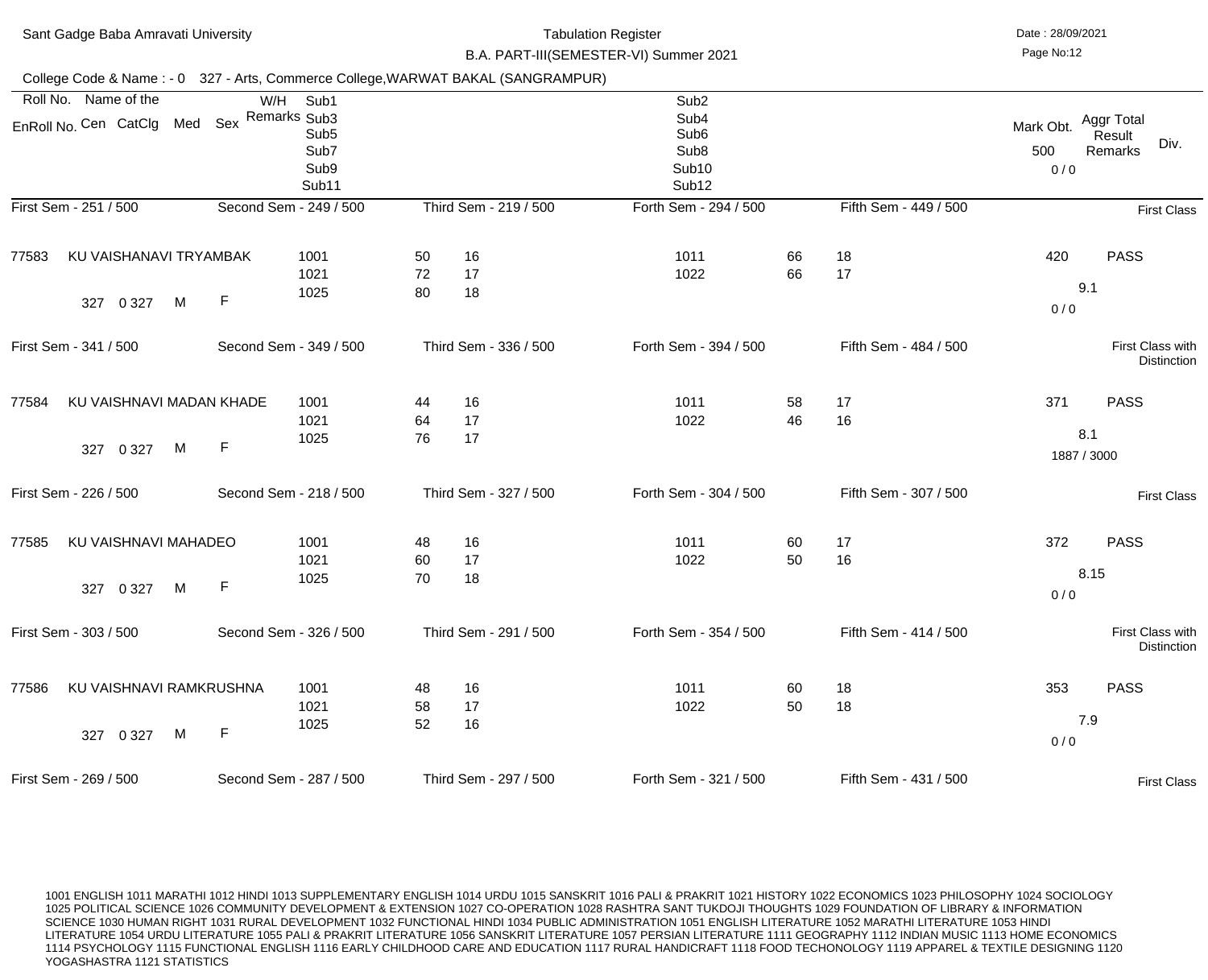Sant Gadge Baba Amravati University

Tabulation Register

B.A. PART-III(SEMESTER-VI) Summer 2021

Date : 28/09/2021

College Code & Name : - 0 327 - Arts, Commerce College,WARWAT BAKAL (SANGRAMPUR)

| Roll No. / EnRoll No. | Name of the / Cen / CatClg / Med / Sex | W/H Remarks | Sub1 / Sub3 / Sub5 / Sub7 / Sub9 / Sub11 | | | Sub2 / Sub4 / Sub6 / Sub8 / Sub10 / Sub12 | | | Mark Obt. 500 | Aggr Total / Result / Remarks | Div. |
|---|---|---|---|---|---|---|---|---|---|---|---|
| | | | | | | | | | 0 / 0 | | |
| First Sem - 251 / 500 | | Second Sem - 249 / 500 | | Third Sem - 219 / 500 | | Forth Sem - 294 / 500 | | Fifth Sem - 449 / 500 | | | First Class |
| 77583 | KU VAISHANAVI TRYAMBAK | | 1001 | 50 | 16 | 1011 | 66 | 18 | 420 | PASS | |
| | | | 1021 | 72 | 17 | 1022 | 66 | 17 | | 9.1 | |
| | 327 0 327 M F | | 1025 | 80 | 18 | | | | 0 / 0 | | |
| First Sem - 341 / 500 | | Second Sem - 349 / 500 | | Third Sem - 336 / 500 | | Forth Sem - 394 / 500 | | Fifth Sem - 484 / 500 | | | First Class with Distinction |
| 77584 | KU VAISHNAVI MADAN KHADE | | 1001 | 44 | 16 | 1011 | 58 | 17 | 371 | PASS | |
| | | | 1021 | 64 | 17 | 1022 | 46 | 16 | | 8.1 | |
| | 327 0 327 M F | | 1025 | 76 | 17 | | | | 1887 / 3000 | | |
| First Sem - 226 / 500 | | Second Sem - 218 / 500 | | Third Sem - 327 / 500 | | Forth Sem - 304 / 500 | | Fifth Sem - 307 / 500 | | | First Class |
| 77585 | KU VAISHNAVI MAHADEO | | 1001 | 48 | 16 | 1011 | 60 | 17 | 372 | PASS | |
| | | | 1021 | 60 | 17 | 1022 | 50 | 16 | | 8.15 | |
| | 327 0 327 M F | | 1025 | 70 | 18 | | | | 0 / 0 | | |
| First Sem - 303 / 500 | | Second Sem - 326 / 500 | | Third Sem - 291 / 500 | | Forth Sem - 354 / 500 | | Fifth Sem - 414 / 500 | | | First Class with Distinction |
| 77586 | KU VAISHNAVI RAMKRUSHNA | | 1001 | 48 | 16 | 1011 | 60 | 18 | 353 | PASS | |
| | | | 1021 | 58 | 17 | 1022 | 50 | 18 | | 7.9 | |
| | 327 0 327 M F | | 1025 | 52 | 16 | | | | 0 / 0 | | |
| First Sem - 269 / 500 | | Second Sem - 287 / 500 | | Third Sem - 297 / 500 | | Forth Sem - 321 / 500 | | Fifth Sem - 431 / 500 | | | First Class |

1001 ENGLISH 1011 MARATHI 1012 HINDI 1013 SUPPLEMENTARY ENGLISH 1014 URDU 1015 SANSKRIT 1016 PALI & PRAKRIT 1021 HISTORY 1022 ECONOMICS 1023 PHILOSOPHY 1024 SOCIOLOGY 1025 POLITICAL SCIENCE 1026 COMMUNITY DEVELOPMENT & EXTENSION 1027 CO-OPERATION 1028 RASHTRA SANT TUKDOJI THOUGHTS 1029 FOUNDATION OF LIBRARY & INFORMATION SCIENCE 1030 HUMAN RIGHT 1031 RURAL DEVELOPMENT 1032 FUNCTIONAL HINDI 1034 PUBLIC ADMINISTRATION 1051 ENGLISH LITERATURE 1052 MARATHI LITERATURE 1053 HINDI LITERATURE 1054 URDU LITERATURE 1055 PALI & PRAKRIT LITERATURE 1056 SANSKRIT LITERATURE 1057 PERSIAN LITERATURE 1111 GEOGRAPHY 1112 INDIAN MUSIC 1113 HOME ECONOMICS 1114 PSYCHOLOGY 1115 FUNCTIONAL ENGLISH 1116 EARLY CHILDHOOD CARE AND EDUCATION 1117 RURAL HANDICRAFT 1118 FOOD TECHONOLOGY 1119 APPAREL & TEXTILE DESIGNING 1120 YOGASHASTRA 1121 STATISTICS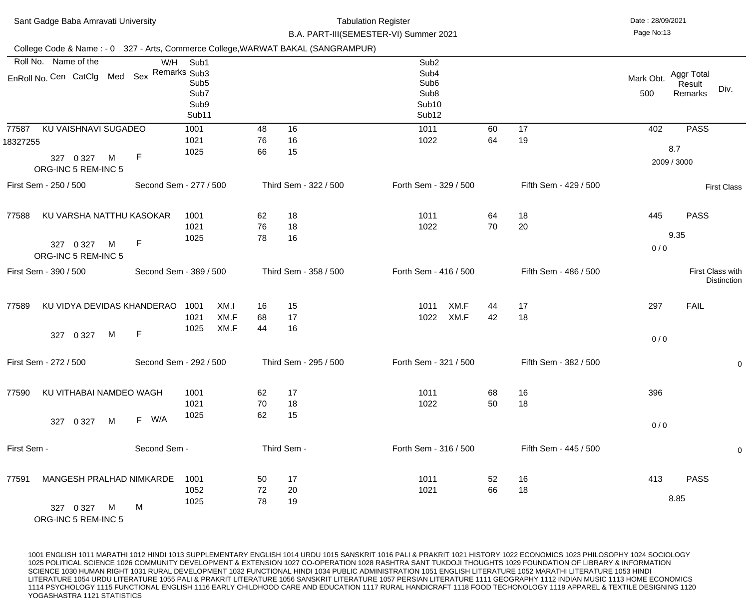Sant Gadge Baba Amravati University

Tabulation Register

B.A. PART-III(SEMESTER-VI) Summer 2021

Date : 28/09/2021

College Code & Name : - 0 327 - Arts, Commerce College,WARWAT BAKAL (SANGRAMPUR)

| Roll No. / EnRoll No. | Name of the / Cen CatClg Med Sex | W/H Remarks | Sub1/Sub3/Sub5/Sub7/Sub9/Sub11 | | | | Sub2/Sub4/Sub6/Sub8/Sub10/Sub12 | | | | Mark Obt. 500 | Aggr Total Result Remarks | Div. |
|---|---|---|---|---|---|---|---|---|---|---|---|---|---|
| 77587 / 18327255 | KU VAISHNAVI SUGADEO / 327 0 327 M F / ORG-INC 5 REM-INC 5 | | 1001 | | 48 | 16 | 1011 | | 60 | 17 | 402 | PASS | |
| | | | 1021 | | 76 | 16 | 1022 | | 64 | 19 | | 8.7 | |
| | | | 1025 | | 66 | 15 | | | | | | 2009 / 3000 | |
| First Sem - 250 / 500 | Second Sem - 277 / 500 | | Third Sem - 322 / 500 | | | | Forth Sem - 329 / 500 | | Fifth Sem - 429 / 500 | | | | First Class |
| 77588 | KU VARSHA NATTHU KASOKAR / 327 0 327 M F / ORG-INC 5 REM-INC 5 | | 1001 | | 62 | 18 | 1011 | | 64 | 18 | 445 | PASS | |
| | | | 1021 | | 76 | 18 | 1022 | | 70 | 20 | | 9.35 | |
| | | | 1025 | | 78 | 16 | | | | | | 0 / 0 | |
| First Sem - 390 / 500 | Second Sem - 389 / 500 | | Third Sem - 358 / 500 | | | | Forth Sem - 416 / 500 | | Fifth Sem - 486 / 500 | | | | First Class with Distinction |
| 77589 | KU VIDYA DEVIDAS KHANDERAO / 327 0 327 M F | | 1001 | XM.I | 16 | 15 | 1011 | XM.F | 44 | 17 | 297 | FAIL | |
| | | | 1021 | XM.F | 68 | 17 | 1022 | XM.F | 42 | 18 | | | |
| | | | 1025 | XM.F | 44 | 16 | | | | | | 0 / 0 | |
| First Sem - 272 / 500 | Second Sem - 292 / 500 | | Third Sem - 295 / 500 | | | | Forth Sem - 321 / 500 | | Fifth Sem - 382 / 500 | | | | 0 |
| 77590 | KU VITHABAI NAMDEO WAGH / 327 0 327 M F | W/A | 1001 | | 62 | 17 | 1011 | | 68 | 16 | 396 | | |
| | | | 1021 | | 70 | 18 | 1022 | | 50 | 18 | | | |
| | | | 1025 | | 62 | 15 | | | | | | 0 / 0 | |
| First Sem - | Second Sem - | | Third Sem - | | | | Forth Sem - 316 / 500 | | Fifth Sem - 445 / 500 | | | | 0 |
| 77591 | MANGESH PRALHAD NIMKARDE / 327 0 327 M M / ORG-INC 5 REM-INC 5 | | 1001 | | 50 | 17 | 1011 | | 52 | 16 | 413 | PASS | |
| | | | 1052 | | 72 | 20 | 1021 | | 66 | 18 | | 8.85 | |
| | | | 1025 | | 78 | 19 | | | | | | | |

1001 ENGLISH 1011 MARATHI 1012 HINDI 1013 SUPPLEMENTARY ENGLISH 1014 URDU 1015 SANSKRIT 1016 PALI & PRAKRIT 1021 HISTORY 1022 ECONOMICS 1023 PHILOSOPHY 1024 SOCIOLOGY 1025 POLITICAL SCIENCE 1026 COMMUNITY DEVELOPMENT & EXTENSION 1027 CO-OPERATION 1028 RASHTRA SANT TUKDOJI THOUGHTS 1029 FOUNDATION OF LIBRARY & INFORMATION SCIENCE 1030 HUMAN RIGHT 1031 RURAL DEVELOPMENT 1032 FUNCTIONAL HINDI 1034 PUBLIC ADMINISTRATION 1051 ENGLISH LITERATURE 1052 MARATHI LITERATURE 1053 HINDI LITERATURE 1054 URDU LITERATURE 1055 PALI & PRAKRIT LITERATURE 1056 SANSKRIT LITERATURE 1057 PERSIAN LITERATURE 1111 GEOGRAPHY 1112 INDIAN MUSIC 1113 HOME ECONOMICS 1114 PSYCHOLOGY 1115 FUNCTIONAL ENGLISH 1116 EARLY CHILDHOOD CARE AND EDUCATION 1117 RURAL HANDICRAFT 1118 FOOD TECHONOLOGY 1119 APPAREL & TEXTILE DESIGNING 1120 YOGASHASTRA 1121 STATISTICS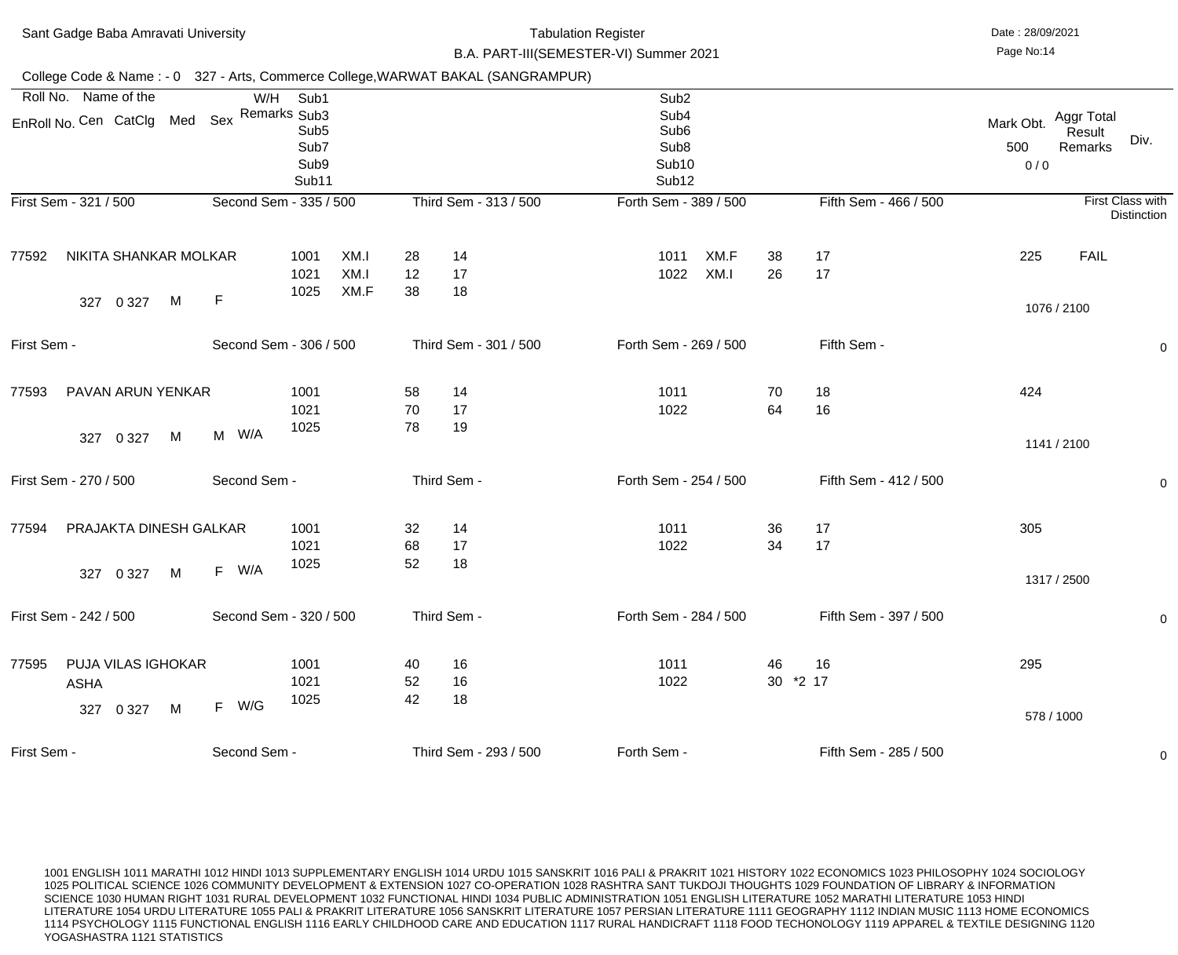Sant Gadge Baba Amravati University

Tabulation Register

B.A. PART-III(SEMESTER-VI) Summer 2021

Date : 28/09/2021

College Code & Name : - 0 327 - Arts, Commerce College,WARWAT BAKAL (SANGRAMPUR)

| Roll No. / EnRoll No. | Name of the / Cen / CatClg / Med / Sex | W/H Remarks | Sub1 / Sub3 / Sub5 / Sub7 / Sub9 / Sub11 | | | | Sub2 / Sub4 / Sub6 / Sub8 / Sub10 / Sub12 | | | | Mark Obt. 500 0 / 0 | Aggr Total Result Remarks | Div. |
|---|---|---|---|---|---|---|---|---|---|---|---|---|---|
| First Sem - 321 / 500 | | Second Sem - 335 / 500 | | Third Sem - 313 / 500 | | | Forth Sem - 389 / 500 | | Fifth Sem - 466 / 500 | | | | First Class with Distinction |
| 77592 | NIKITA SHANKAR MOLKAR | | 1001 | XM.I | 28 | 14 | 1011 | XM.F | 38 | 17 | 225 | FAIL | |
| | | | 1021 | XM.I | 12 | 17 | 1022 | XM.I | 26 | 17 | | | |
| | 327 0 327 M F | | 1025 | XM.F | 38 | 18 | | | | | 1076 / 2100 | | |
| First Sem - | | Second Sem - 306 / 500 | | Third Sem - 301 / 500 | | | Forth Sem - 269 / 500 | | Fifth Sem - | | | | 0 |
| 77593 | PAVAN ARUN YENKAR | | 1001 | | 58 | 14 | 1011 | | 70 | 18 | 424 | | |
| | | | 1021 | | 70 | 17 | 1022 | | 64 | 16 | | | |
| | 327 0 327 M M | W/A | 1025 | | 78 | 19 | | | | | 1141 / 2100 | | |
| First Sem - 270 / 500 | | Second Sem - | | Third Sem - | | | Forth Sem - 254 / 500 | | Fifth Sem - 412 / 500 | | | | 0 |
| 77594 | PRAJAKTA DINESH GALKAR | | 1001 | | 32 | 14 | 1011 | | 36 | 17 | 305 | | |
| | | | 1021 | | 68 | 17 | 1022 | | 34 | 17 | | | |
| | 327 0 327 M F | W/A | 1025 | | 52 | 18 | | | | | 1317 / 2500 | | |
| First Sem - 242 / 500 | | Second Sem - 320 / 500 | | Third Sem - | | | Forth Sem - 284 / 500 | | Fifth Sem - 397 / 500 | | | | 0 |
| 77595 | PUJA VILAS IGHOKAR ASHA | | 1001 | | 40 | 16 | 1011 | | 46 | 16 | 295 | | |
| | | | 1021 | | 52 | 16 | 1022 | | 30 *2 | 17 | | | |
| | 327 0 327 M F | W/G | 1025 | | 42 | 18 | | | | | 578 / 1000 | | |
| First Sem - | | Second Sem - | | Third Sem - 293 / 500 | | | Forth Sem - | | Fifth Sem - 285 / 500 | | | | 0 |

1001 ENGLISH 1011 MARATHI 1012 HINDI 1013 SUPPLEMENTARY ENGLISH 1014 URDU 1015 SANSKRIT 1016 PALI & PRAKRIT 1021 HISTORY 1022 ECONOMICS 1023 PHILOSOPHY 1024 SOCIOLOGY 1025 POLITICAL SCIENCE 1026 COMMUNITY DEVELOPMENT & EXTENSION 1027 CO-OPERATION 1028 RASHTRA SANT TUKDOJI THOUGHTS 1029 FOUNDATION OF LIBRARY & INFORMATION SCIENCE 1030 HUMAN RIGHT 1031 RURAL DEVELOPMENT 1032 FUNCTIONAL HINDI 1034 PUBLIC ADMINISTRATION 1051 ENGLISH LITERATURE 1052 MARATHI LITERATURE 1053 HINDI LITERATURE 1054 URDU LITERATURE 1055 PALI & PRAKRIT LITERATURE 1056 SANSKRIT LITERATURE 1057 PERSIAN LITERATURE 1111 GEOGRAPHY 1112 INDIAN MUSIC 1113 HOME ECONOMICS 1114 PSYCHOLOGY 1115 FUNCTIONAL ENGLISH 1116 EARLY CHILDHOOD CARE AND EDUCATION 1117 RURAL HANDICRAFT 1118 FOOD TECHONOLOGY 1119 APPAREL & TEXTILE DESIGNING 1120 YOGASHASTRA 1121 STATISTICS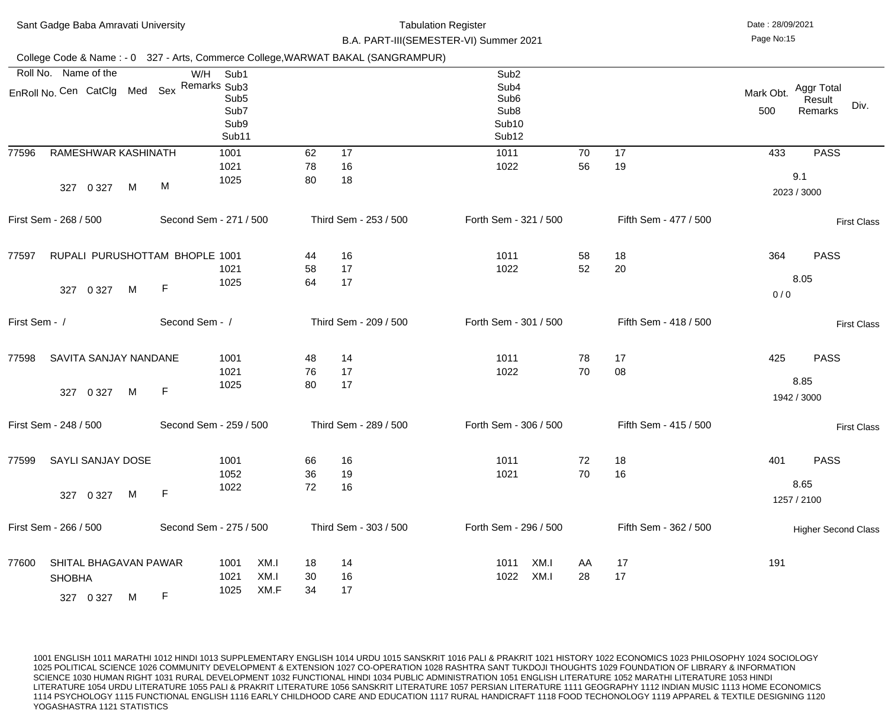Sant Gadge Baba Amravati University

Tabulation Register

B.A. PART-III(SEMESTER-VI) Summer 2021

Date : 28/09/2021

College Code & Name : - 0 327 - Arts, Commerce College,WARWAT BAKAL (SANGRAMPUR)

| Roll No. / EnRoll No. | Name of the / Cen / CatClg / Med / Sex | W/H Remarks | Sub1 / Sub3 / Sub5 / Sub7 / Sub9 / Sub11 | | | | Sub2 / Sub4 / Sub6 / Sub8 / Sub10 / Sub12 | | | | Mark Obt. 500 | Aggr Total / Result / Remarks | Div. |
|---|---|---|---|---|---|---|---|---|---|---|---|---|---|
| 77596 | RAMESHWAR KASHINATH | | 1001 | | 62 | 17 | 1011 | | 70 | 17 | 433 | PASS | |
| | | | 1021 | | 78 | 16 | 1022 | | 56 | 19 | | 9.1 | |
| | 327 0 327 M M | | 1025 | | 80 | 18 | | | | | | 2023 / 3000 | |
| First Sem - 268 / 500 | Second Sem - 271 / 500 | | Third Sem - 253 / 500 | | | | Forth Sem - 321 / 500 | | | Fifth Sem - 477 / 500 | | | First Class |
| 77597 | RUPALI PURUSHOTTAM BHOPLE | | 1001 | | 44 | 16 | 1011 | | 58 | 18 | 364 | PASS | |
| | | | 1021 | | 58 | 17 | 1022 | | 52 | 20 | | 8.05 | |
| | 327 0 327 M F | | 1025 | | 64 | 17 | | | | | | 0 / 0 | |
| First Sem - / | Second Sem - / | | Third Sem - 209 / 500 | | | | Forth Sem - 301 / 500 | | | Fifth Sem - 418 / 500 | | | First Class |
| 77598 | SAVITA SANJAY NANDANE | | 1001 | | 48 | 14 | 1011 | | 78 | 17 | 425 | PASS | |
| | | | 1021 | | 76 | 17 | 1022 | | 70 | 08 | | 8.85 | |
| | 327 0 327 M F | | 1025 | | 80 | 17 | | | | | | 1942 / 3000 | |
| First Sem - 248 / 500 | Second Sem - 259 / 500 | | Third Sem - 289 / 500 | | | | Forth Sem - 306 / 500 | | | Fifth Sem - 415 / 500 | | | First Class |
| 77599 | SAYLI SANJAY DOSE | | 1001 | | 66 | 16 | 1011 | | 72 | 18 | 401 | PASS | |
| | | | 1052 | | 36 | 19 | 1021 | | 70 | 16 | | 8.65 | |
| | 327 0 327 M F | | 1022 | | 72 | 16 | | | | | | 1257 / 2100 | |
| First Sem - 266 / 500 | Second Sem - 275 / 500 | | Third Sem - 303 / 500 | | | | Forth Sem - 296 / 500 | | | Fifth Sem - 362 / 500 | | | Higher Second Class |
| 77600 | SHITAL BHAGAVAN PAWAR SHOBHA | | 1001 | XM.I | 18 | 14 | 1011 | XM.I | AA | 17 | 191 | | |
| | | | 1021 | XM.I | 30 | 16 | 1022 | XM.I | 28 | 17 | | | |
| | 327 0 327 M F | | 1025 | XM.F | 34 | 17 | | | | | | | |

1001 ENGLISH 1011 MARATHI 1012 HINDI 1013 SUPPLEMENTARY ENGLISH 1014 URDU 1015 SANSKRIT 1016 PALI & PRAKRIT 1021 HISTORY 1022 ECONOMICS 1023 PHILOSOPHY 1024 SOCIOLOGY 1025 POLITICAL SCIENCE 1026 COMMUNITY DEVELOPMENT & EXTENSION 1027 CO-OPERATION 1028 RASHTRA SANT TUKDOJI THOUGHTS 1029 FOUNDATION OF LIBRARY & INFORMATION SCIENCE 1030 HUMAN RIGHT 1031 RURAL DEVELOPMENT 1032 FUNCTIONAL HINDI 1034 PUBLIC ADMINISTRATION 1051 ENGLISH LITERATURE 1052 MARATHI LITERATURE 1053 HINDI LITERATURE 1054 URDU LITERATURE 1055 PALI & PRAKRIT LITERATURE 1056 SANSKRIT LITERATURE 1057 PERSIAN LITERATURE 1111 GEOGRAPHY 1112 INDIAN MUSIC 1113 HOME ECONOMICS 1114 PSYCHOLOGY 1115 FUNCTIONAL ENGLISH 1116 EARLY CHILDHOOD CARE AND EDUCATION 1117 RURAL HANDICRAFT 1118 FOOD TECHONOLOGY 1119 APPAREL & TEXTILE DESIGNING 1120 YOGASHASTRA 1121 STATISTICS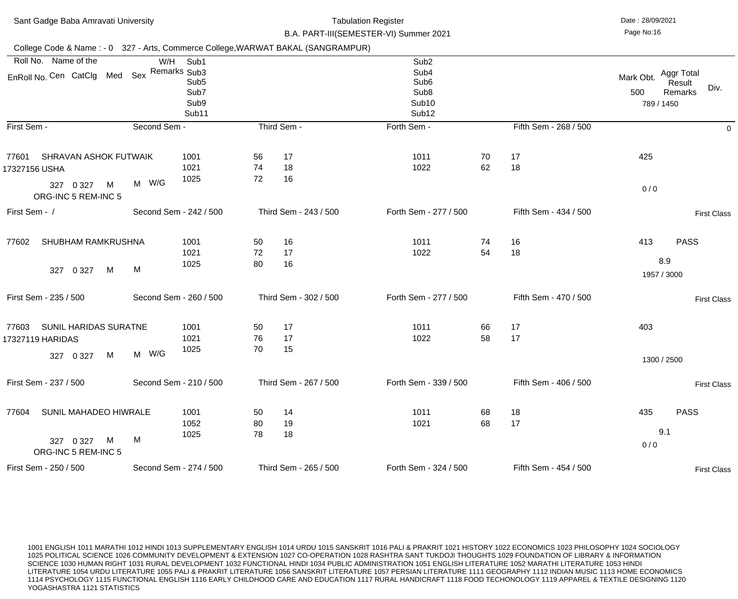Sant Gadge Baba Amravati University

Tabulation Register

B.A. PART-III(SEMESTER-VI) Summer 2021

Date : 28/09/2021

College Code & Name : - 0 327 - Arts, Commerce College,WARWAT BAKAL (SANGRAMPUR)

| Roll No. Name of the / EnRoll No. Cen CatClg Med Sex | W/H Remarks | Sub1 / Sub3 / Sub5 / Sub7 / Sub9 / Sub11 | | | Sub2 / Sub4 / Sub6 / Sub8 / Sub10 / Sub12 | | | Mark Obt. 500 | Aggr Total Result Remarks 789 / 1450 | Div. |
|---|---|---|---|---|---|---|---|---|---|---|
| First Sem - | Second Sem - | Third Sem - | | | Forth Sem - | | Fifth Sem - 268 / 500 | | | 0 |
| 77601 SHRAVAN ASHOK FUTWAIK | | 1001 | 56 | 17 | 1011 | 70 | 17 | 425 | | |
| 17327156 USHA | | 1021 | 74 | 18 | 1022 | 62 | 18 | | | |
| 327 0 327 M M | W/G | 1025 | 72 | 16 | | | | | 0 / 0 | |
| ORG-INC 5 REM-INC 5 | | | | | | | | | | |
| First Sem - / | Second Sem - 242 / 500 | Third Sem - 243 / 500 | | | Forth Sem - 277 / 500 | | Fifth Sem - 434 / 500 | | | First Class |
| 77602 SHUBHAM RAMKRUSHNA | | 1001 | 50 | 16 | 1011 | 74 | 16 | 413 | PASS | |
| | | 1021 | 72 | 17 | 1022 | 54 | 18 | | 8.9 | |
| 327 0 327 M M | | 1025 | 80 | 16 | | | | | 1957 / 3000 | |
| First Sem - 235 / 500 | Second Sem - 260 / 500 | Third Sem - 302 / 500 | | | Forth Sem - 277 / 500 | | Fifth Sem - 470 / 500 | | | First Class |
| 77603 SUNIL HARIDAS SURATNE | | 1001 | 50 | 17 | 1011 | 66 | 17 | 403 | | |
| 17327119 HARIDAS | | 1021 | 76 | 17 | 1022 | 58 | 17 | | | |
| 327 0 327 M M | W/G | 1025 | 70 | 15 | | | | | 1300 / 2500 | |
| First Sem - 237 / 500 | Second Sem - 210 / 500 | Third Sem - 267 / 500 | | | Forth Sem - 339 / 500 | | Fifth Sem - 406 / 500 | | | First Class |
| 77604 SUNIL MAHADEO HIWRALE | | 1001 | 50 | 14 | 1011 | 68 | 18 | 435 | PASS | |
| | | 1052 | 80 | 19 | 1021 | 68 | 17 | | 9.1 | |
| 327 0 327 M M | | 1025 | 78 | 18 | | | | | 0 / 0 | |
| ORG-INC 5 REM-INC 5 | | | | | | | | | | |
| First Sem - 250 / 500 | Second Sem - 274 / 500 | Third Sem - 265 / 500 | | | Forth Sem - 324 / 500 | | Fifth Sem - 454 / 500 | | | First Class |

1001 ENGLISH 1011 MARATHI 1012 HINDI 1013 SUPPLEMENTARY ENGLISH 1014 URDU 1015 SANSKRIT 1016 PALI & PRAKRIT 1021 HISTORY 1022 ECONOMICS 1023 PHILOSOPHY 1024 SOCIOLOGY 1025 POLITICAL SCIENCE 1026 COMMUNITY DEVELOPMENT & EXTENSION 1027 CO-OPERATION 1028 RASHTRA SANT TUKDOJI THOUGHTS 1029 FOUNDATION OF LIBRARY & INFORMATION SCIENCE 1030 HUMAN RIGHT 1031 RURAL DEVELOPMENT 1032 FUNCTIONAL HINDI 1034 PUBLIC ADMINISTRATION 1051 ENGLISH LITERATURE 1052 MARATHI LITERATURE 1053 HINDI LITERATURE 1054 URDU LITERATURE 1055 PALI & PRAKRIT LITERATURE 1056 SANSKRIT LITERATURE 1057 PERSIAN LITERATURE 1111 GEOGRAPHY 1112 INDIAN MUSIC 1113 HOME ECONOMICS 1114 PSYCHOLOGY 1115 FUNCTIONAL ENGLISH 1116 EARLY CHILDHOOD CARE AND EDUCATION 1117 RURAL HANDICRAFT 1118 FOOD TECHONOLOGY 1119 APPAREL & TEXTILE DESIGNING 1120 YOGASHASTRA 1121 STATISTICS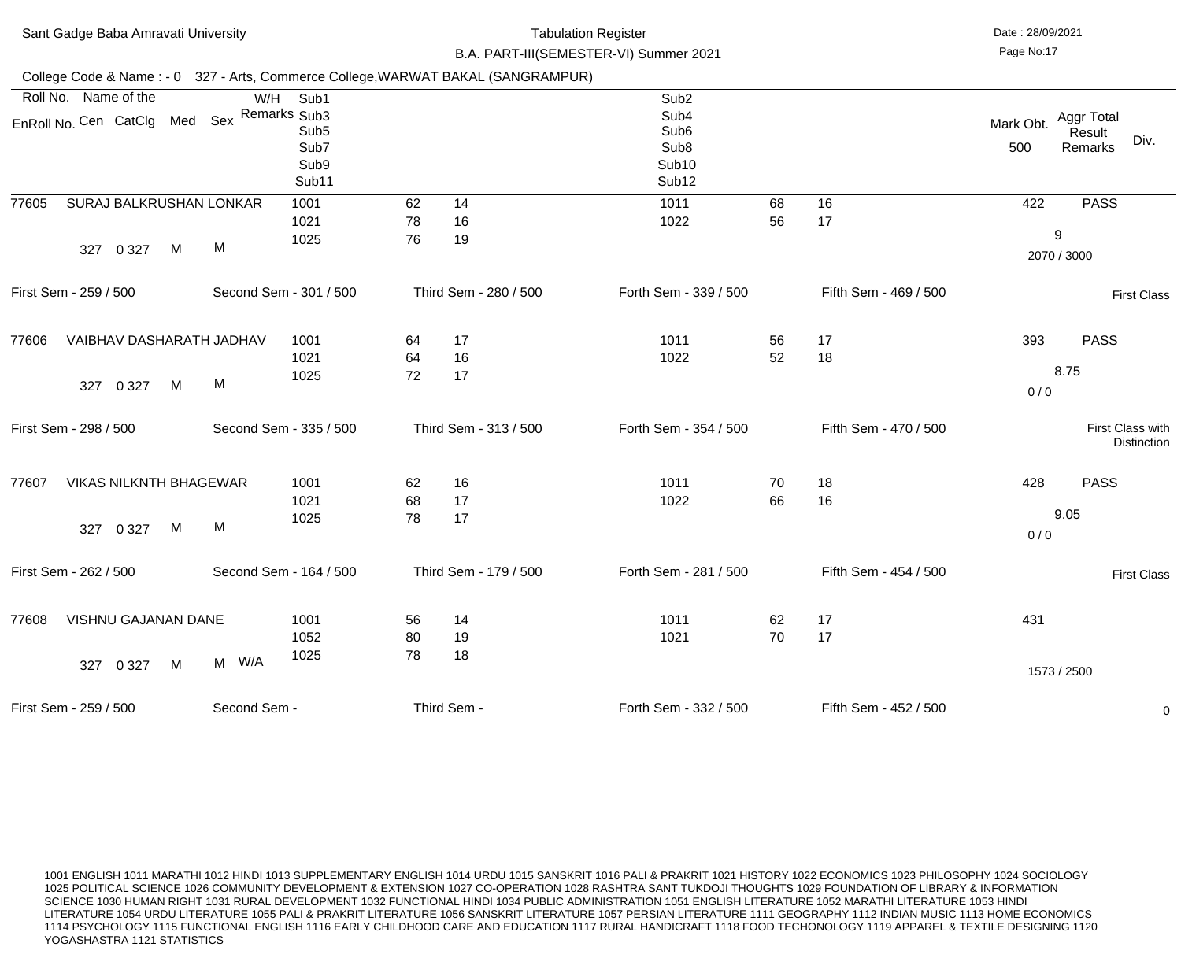Sant Gadge Baba Amravati University

Tabulation Register

B.A. PART-III(SEMESTER-VI) Summer 2021

Date : 28/09/2021

College Code & Name : - 0 327 - Arts, Commerce College,WARWAT BAKAL (SANGRAMPUR)

| Roll No. / EnRoll No. | Name of the / Cen / CatClg / Med / Sex | W/H Remarks | Sub1 / Sub3 / Sub5 / Sub7 / Sub9 / Sub11 | | | Sub2 / Sub4 / Sub6 / Sub8 / Sub10 / Sub12 | | | Mark Obt. 500 | Aggr Total / Result / Remarks | Div. |
|---|---|---|---|---|---|---|---|---|---|---|---|
| 77605 | SURAJ BALKRUSHAN LONKAR | | 1001 | 62 | 14 | 1011 | 68 | 16 | 422 | PASS | |
| | | | 1021 | 78 | 16 | 1022 | 56 | 17 | | 9 | |
| | 327 0 327 M M | | 1025 | 76 | 19 | | | | | 2070 / 3000 | |
| First Sem - 259 / 500 | Second Sem - 301 / 500 | | Third Sem - 280 / 500 | | | Forth Sem - 339 / 500 | | | Fifth Sem - 469 / 500 | | First Class |
| 77606 | VAIBHAV DASHARATH JADHAV | | 1001 | 64 | 17 | 1011 | 56 | 17 | 393 | PASS | |
| | | | 1021 | 64 | 16 | 1022 | 52 | 18 | | 8.75 | |
| | 327 0 327 M M | | 1025 | 72 | 17 | | | | | 0 / 0 | |
| First Sem - 298 / 500 | Second Sem - 335 / 500 | | Third Sem - 313 / 500 | | | Forth Sem - 354 / 500 | | | Fifth Sem - 470 / 500 | | First Class with Distinction |
| 77607 | VIKAS NILKNTH BHAGEWAR | | 1001 | 62 | 16 | 1011 | 70 | 18 | 428 | PASS | |
| | | | 1021 | 68 | 17 | 1022 | 66 | 16 | | 9.05 | |
| | 327 0 327 M M | | 1025 | 78 | 17 | | | | | 0 / 0 | |
| First Sem - 262 / 500 | Second Sem - 164 / 500 | | Third Sem - 179 / 500 | | | Forth Sem - 281 / 500 | | | Fifth Sem - 454 / 500 | | First Class |
| 77608 | VISHNU GAJANAN DANE | | 1001 | 56 | 14 | 1011 | 62 | 17 | 431 | | |
| | | | 1052 | 80 | 19 | 1021 | 70 | 17 | | | |
| | 327 0 327 M M | W/A | 1025 | 78 | 18 | | | | | 1573 / 2500 | |
| First Sem - 259 / 500 | Second Sem - | | Third Sem - | | | Forth Sem - 332 / 500 | | | Fifth Sem - 452 / 500 | | 0 |

1001 ENGLISH 1011 MARATHI 1012 HINDI 1013 SUPPLEMENTARY ENGLISH 1014 URDU 1015 SANSKRIT 1016 PALI & PRAKRIT 1021 HISTORY 1022 ECONOMICS 1023 PHILOSOPHY 1024 SOCIOLOGY 1025 POLITICAL SCIENCE 1026 COMMUNITY DEVELOPMENT & EXTENSION 1027 CO-OPERATION 1028 RASHTRA SANT TUKDOJI THOUGHTS 1029 FOUNDATION OF LIBRARY & INFORMATION SCIENCE 1030 HUMAN RIGHT 1031 RURAL DEVELOPMENT 1032 FUNCTIONAL HINDI 1034 PUBLIC ADMINISTRATION 1051 ENGLISH LITERATURE 1052 MARATHI LITERATURE 1053 HINDI LITERATURE 1054 URDU LITERATURE 1055 PALI & PRAKRIT LITERATURE 1056 SANSKRIT LITERATURE 1057 PERSIAN LITERATURE 1111 GEOGRAPHY 1112 INDIAN MUSIC 1113 HOME ECONOMICS 1114 PSYCHOLOGY 1115 FUNCTIONAL ENGLISH 1116 EARLY CHILDHOOD CARE AND EDUCATION 1117 RURAL HANDICRAFT 1118 FOOD TECHONOLOGY 1119 APPAREL & TEXTILE DESIGNING 1120 YOGASHASTRA 1121 STATISTICS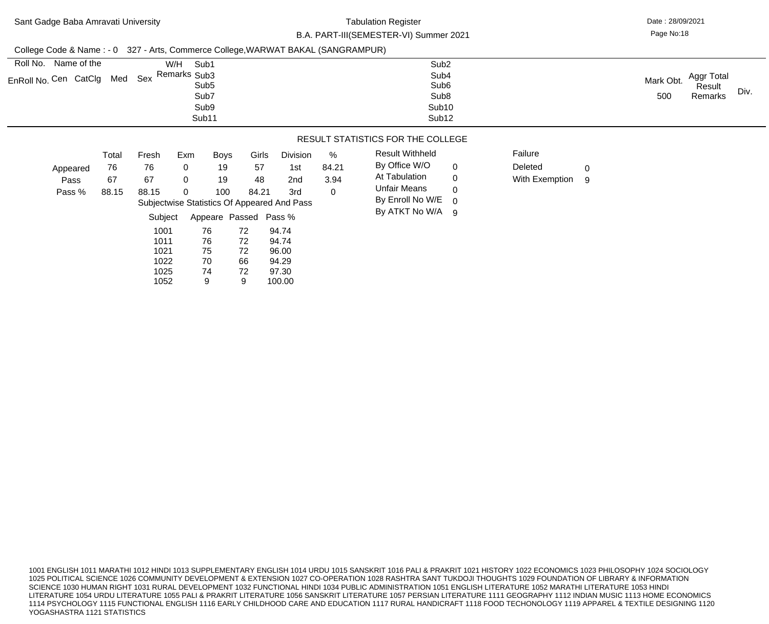Sant Gadge Baba Amravati University

Tabulation Register

B.A. PART-III(SEMESTER-VI) Summer 2021

Date : 28/09/2021

College Code & Name : - 0 327 - Arts, Commerce College,WARWAT BAKAL (SANGRAMPUR)

| Roll No. Name of the | W/H | Sub1 | Sub2 | Mark Obt. | Aggr Total | |
|---|---|---|---|---|---|---|
| EnRoll No. Cen CatClg Med Sex | Remarks | Sub3 | Sub4 | 500 | Result Remarks | Div. |
| | | Sub5 | Sub6 | | | |
| | | Sub7 | Sub8 | | | |
| | | Sub9 | Sub10 | | | |
| | | Sub11 | Sub12 | | | |

## RESULT STATISTICS FOR THE COLLEGE

| | Total | Fresh | Exm | Boys | Girls | Division | % |
|---|---|---|---|---|---|---|---|
| Appeared | 76 | 76 | 0 | 19 | 57 | 1st | 84.21 |
| Pass | 67 | 67 | 0 | 19 | 48 | 2nd | 3.94 |
| Pass % | 88.15 | 88.15 | 0 | 100 | 84.21 | 3rd | 0 |

| Result Withheld | |
|---|---|
| By Office W/O | 0 |
| At Tabulation | 0 |
| Unfair Means | 0 |
| By Enroll No W/E | 0 |
| By ATKT No W/A | 9 |

| Failure | |
|---|---|
| Deleted | 0 |
| With Exemption | 9 |

Subjectwise Statistics Of Appeared And Pass

| Subject | Appeare | Passed | Pass % |
|---|---|---|---|
| 1001 | 76 | 72 | 94.74 |
| 1011 | 76 | 72 | 94.74 |
| 1021 | 75 | 72 | 96.00 |
| 1022 | 70 | 66 | 94.29 |
| 1025 | 74 | 72 | 97.30 |
| 1052 | 9 | 9 | 100.00 |

1001 ENGLISH 1011 MARATHI 1012 HINDI 1013 SUPPLEMENTARY ENGLISH 1014 URDU 1015 SANSKRIT 1016 PALI & PRAKRIT 1021 HISTORY 1022 ECONOMICS 1023 PHILOSOPHY 1024 SOCIOLOGY 1025 POLITICAL SCIENCE 1026 COMMUNITY DEVELOPMENT & EXTENSION 1027 CO-OPERATION 1028 RASHTRA SANT TUKDOJI THOUGHTS 1029 FOUNDATION OF LIBRARY & INFORMATION SCIENCE 1030 HUMAN RIGHT 1031 RURAL DEVELOPMENT 1032 FUNCTIONAL HINDI 1034 PUBLIC ADMINISTRATION 1051 ENGLISH LITERATURE 1052 MARATHI LITERATURE 1053 HINDI LITERATURE 1054 URDU LITERATURE 1055 PALI & PRAKRIT LITERATURE 1056 SANSKRIT LITERATURE 1057 PERSIAN LITERATURE 1111 GEOGRAPHY 1112 INDIAN MUSIC 1113 HOME ECONOMICS 1114 PSYCHOLOGY 1115 FUNCTIONAL ENGLISH 1116 EARLY CHILDHOOD CARE AND EDUCATION 1117 RURAL HANDICRAFT 1118 FOOD TECHONOLOGY 1119 APPAREL & TEXTILE DESIGNING 1120 YOGASHASTRA 1121 STATISTICS